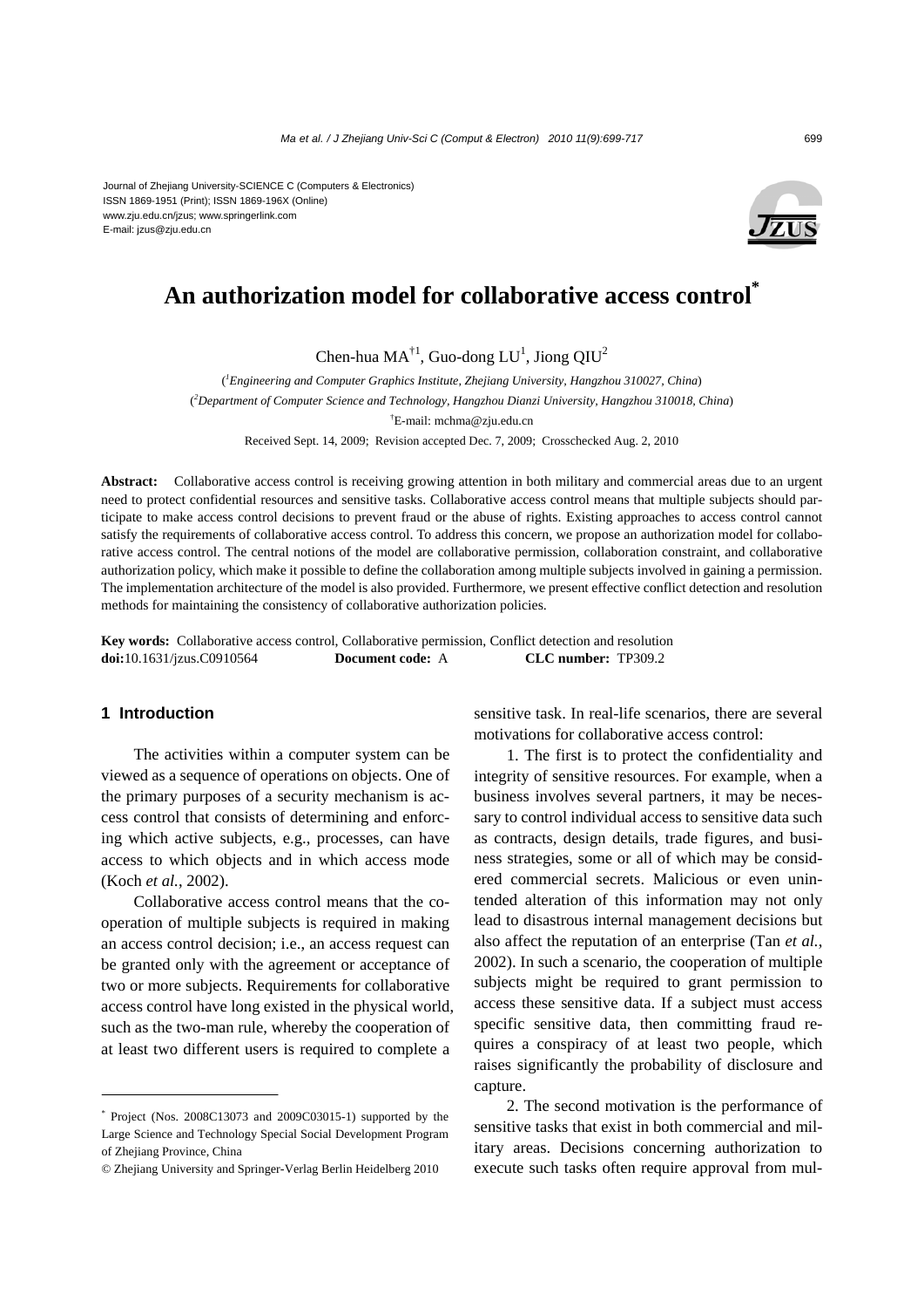Journal of Zhejiang University-SCIENCE C (Computers & Electronics)
ISSN 1869-1951 (Print); ISSN 1869-196X (Online)
www.zju.edu.cn/jzus; www.springerlink.com
E-mail: jzus@zju.edu.cn

# An authorization model for collaborative access control[*]

Chen-hua MA[†1], Guo-dong LU[1], Jiong QIU[2]

([1]*Engineering and Computer Graphics Institute, Zhejiang University, Hangzhou 310027, China*)

([2]*Department of Computer Science and Technology, Hangzhou Dianzi University, Hangzhou 310018, China*)

[†]E-mail: mchma@zju.edu.cn

Received Sept. 14, 2009; Revision accepted Dec. 7, 2009; Crosschecked Aug. 2, 2010

**Abstract:** Collaborative access control is receiving growing attention in both military and commercial areas due to an urgent need to protect confidential resources and sensitive tasks. Collaborative access control means that multiple subjects should participate to make access control decisions to prevent fraud or the abuse of rights. Existing approaches to access control cannot satisfy the requirements of collaborative access control. To address this concern, we propose an authorization model for collaborative access control. The central notions of the model are collaborative permission, collaboration constraint, and collaborative authorization policy, which make it possible to define the collaboration among multiple subjects involved in gaining a permission. The implementation architecture of the model is also provided. Furthermore, we present effective conflict detection and resolution methods for maintaining the consistency of collaborative authorization policies.

**Key words:** Collaborative access control, Collaborative permission, Conflict detection and resolution
**doi:**10.1631/jzus.C0910564 **Document code:** A **CLC number:** TP309.2

## 1 Introduction

The activities within a computer system can be viewed as a sequence of operations on objects. One of the primary purposes of a security mechanism is access control that consists of determining and enforcing which active subjects, e.g., processes, can have access to which objects and in which access mode (Koch *et al.*, 2002).

Collaborative access control means that the cooperation of multiple subjects is required in making an access control decision; i.e., an access request can be granted only with the agreement or acceptance of two or more subjects. Requirements for collaborative access control have long existed in the physical world, such as the two-man rule, whereby the cooperation of at least two different users is required to complete a sensitive task. In real-life scenarios, there are several motivations for collaborative access control:

1. The first is to protect the confidentiality and integrity of sensitive resources. For example, when a business involves several partners, it may be necessary to control individual access to sensitive data such as contracts, design details, trade figures, and business strategies, some or all of which may be considered commercial secrets. Malicious or even unintended alteration of this information may not only lead to disastrous internal management decisions but also affect the reputation of an enterprise (Tan *et al.*, 2002). In such a scenario, the cooperation of multiple subjects might be required to grant permission to access these sensitive data. If a subject must access specific sensitive data, then committing fraud requires a conspiracy of at least two people, which raises significantly the probability of disclosure and capture.

2. The second motivation is the performance of sensitive tasks that exist in both commercial and military areas. Decisions concerning authorization to execute such tasks often require approval from mul-

---

[*] Project (Nos. 2008C13073 and 2009C03015-1) supported by the Large Science and Technology Special Social Development Program of Zhejiang Province, China

© Zhejiang University and Springer-Verlag Berlin Heidelberg 2010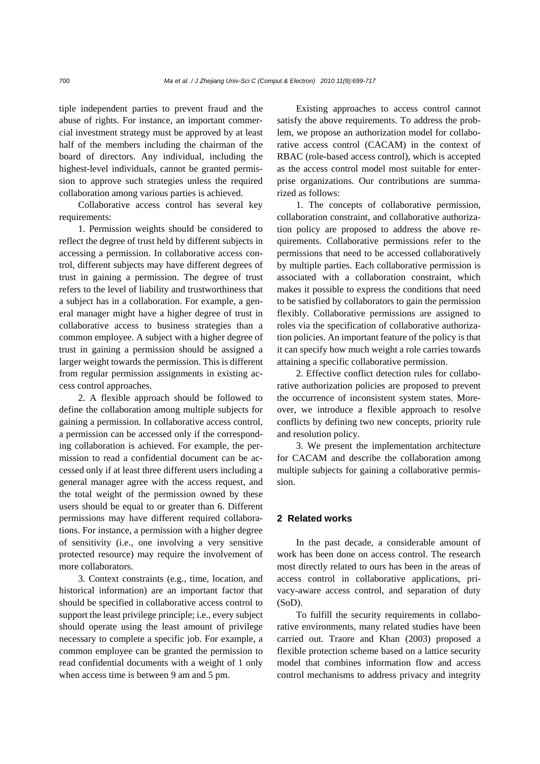tiple independent parties to prevent fraud and the abuse of rights. For instance, an important commercial investment strategy must be approved by at least half of the members including the chairman of the board of directors. Any individual, including the highest-level individuals, cannot be granted permission to approve such strategies unless the required collaboration among various parties is achieved.

Collaborative access control has several key requirements:

1. Permission weights should be considered to reflect the degree of trust held by different subjects in accessing a permission. In collaborative access control, different subjects may have different degrees of trust in gaining a permission. The degree of trust refers to the level of liability and trustworthiness that a subject has in a collaboration. For example, a general manager might have a higher degree of trust in collaborative access to business strategies than a common employee. A subject with a higher degree of trust in gaining a permission should be assigned a larger weight towards the permission. This is different from regular permission assignments in existing access control approaches.

2. A flexible approach should be followed to define the collaboration among multiple subjects for gaining a permission. In collaborative access control, a permission can be accessed only if the corresponding collaboration is achieved. For example, the permission to read a confidential document can be accessed only if at least three different users including a general manager agree with the access request, and the total weight of the permission owned by these users should be equal to or greater than 6. Different permissions may have different required collaborations. For instance, a permission with a higher degree of sensitivity (i.e., one involving a very sensitive protected resource) may require the involvement of more collaborators.

3. Context constraints (e.g., time, location, and historical information) are an important factor that should be specified in collaborative access control to support the least privilege principle; i.e., every subject should operate using the least amount of privilege necessary to complete a specific job. For example, a common employee can be granted the permission to read confidential documents with a weight of 1 only when access time is between 9 am and 5 pm.

Existing approaches to access control cannot satisfy the above requirements. To address the problem, we propose an authorization model for collaborative access control (CACAM) in the context of RBAC (role-based access control), which is accepted as the access control model most suitable for enterprise organizations. Our contributions are summarized as follows:

1. The concepts of collaborative permission, collaboration constraint, and collaborative authorization policy are proposed to address the above requirements. Collaborative permissions refer to the permissions that need to be accessed collaboratively by multiple parties. Each collaborative permission is associated with a collaboration constraint, which makes it possible to express the conditions that need to be satisfied by collaborators to gain the permission flexibly. Collaborative permissions are assigned to roles via the specification of collaborative authorization policies. An important feature of the policy is that it can specify how much weight a role carries towards attaining a specific collaborative permission.

2. Effective conflict detection rules for collaborative authorization policies are proposed to prevent the occurrence of inconsistent system states. Moreover, we introduce a flexible approach to resolve conflicts by defining two new concepts, priority rule and resolution policy.

3. We present the implementation architecture for CACAM and describe the collaboration among multiple subjects for gaining a collaborative permission.

## 2 Related works

In the past decade, a considerable amount of work has been done on access control. The research most directly related to ours has been in the areas of access control in collaborative applications, privacy-aware access control, and separation of duty (SoD).

To fulfill the security requirements in collaborative environments, many related studies have been carried out. Traore and Khan (2003) proposed a flexible protection scheme based on a lattice security model that combines information flow and access control mechanisms to address privacy and integrity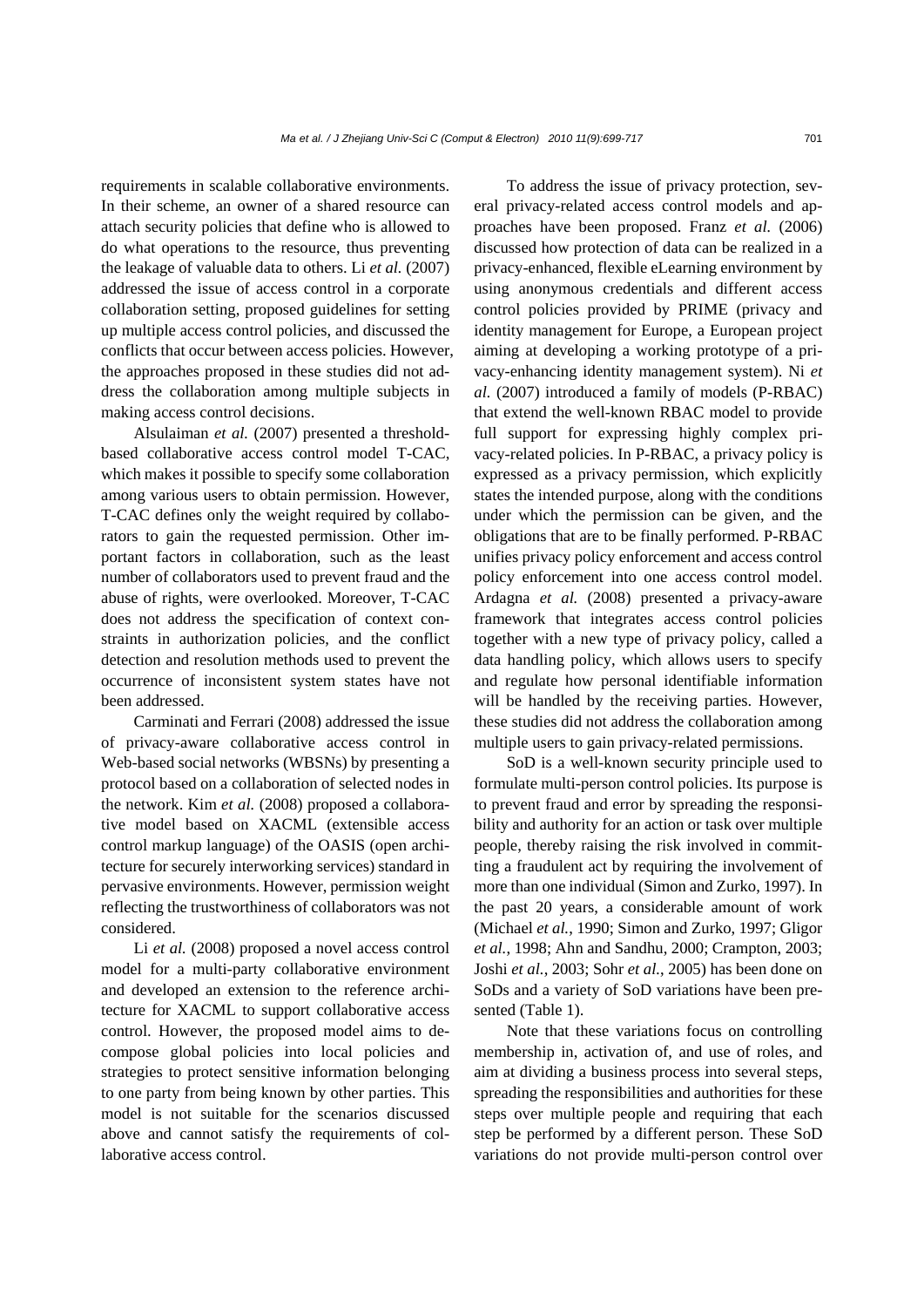requirements in scalable collaborative environments. In their scheme, an owner of a shared resource can attach security policies that define who is allowed to do what operations to the resource, thus preventing the leakage of valuable data to others. Li *et al.* (2007) addressed the issue of access control in a corporate collaboration setting, proposed guidelines for setting up multiple access control policies, and discussed the conflicts that occur between access policies. However, the approaches proposed in these studies did not address the collaboration among multiple subjects in making access control decisions.

Alsulaiman *et al.* (2007) presented a threshold-based collaborative access control model T-CAC, which makes it possible to specify some collaboration among various users to obtain permission. However, T-CAC defines only the weight required by collaborators to gain the requested permission. Other important factors in collaboration, such as the least number of collaborators used to prevent fraud and the abuse of rights, were overlooked. Moreover, T-CAC does not address the specification of context constraints in authorization policies, and the conflict detection and resolution methods used to prevent the occurrence of inconsistent system states have not been addressed.

Carminati and Ferrari (2008) addressed the issue of privacy-aware collaborative access control in Web-based social networks (WBSNs) by presenting a protocol based on a collaboration of selected nodes in the network. Kim *et al.* (2008) proposed a collaborative model based on XACML (extensible access control markup language) of the OASIS (open architecture for securely interworking services) standard in pervasive environments. However, permission weight reflecting the trustworthiness of collaborators was not considered.

Li *et al.* (2008) proposed a novel access control model for a multi-party collaborative environment and developed an extension to the reference architecture for XACML to support collaborative access control. However, the proposed model aims to decompose global policies into local policies and strategies to protect sensitive information belonging to one party from being known by other parties. This model is not suitable for the scenarios discussed above and cannot satisfy the requirements of collaborative access control.

To address the issue of privacy protection, several privacy-related access control models and approaches have been proposed. Franz *et al.* (2006) discussed how protection of data can be realized in a privacy-enhanced, flexible eLearning environment by using anonymous credentials and different access control policies provided by PRIME (privacy and identity management for Europe, a European project aiming at developing a working prototype of a privacy-enhancing identity management system). Ni *et al.* (2007) introduced a family of models (P-RBAC) that extend the well-known RBAC model to provide full support for expressing highly complex privacy-related policies. In P-RBAC, a privacy policy is expressed as a privacy permission, which explicitly states the intended purpose, along with the conditions under which the permission can be given, and the obligations that are to be finally performed. P-RBAC unifies privacy policy enforcement and access control policy enforcement into one access control model. Ardagna *et al.* (2008) presented a privacy-aware framework that integrates access control policies together with a new type of privacy policy, called a data handling policy, which allows users to specify and regulate how personal identifiable information will be handled by the receiving parties. However, these studies did not address the collaboration among multiple users to gain privacy-related permissions.

SoD is a well-known security principle used to formulate multi-person control policies. Its purpose is to prevent fraud and error by spreading the responsibility and authority for an action or task over multiple people, thereby raising the risk involved in committing a fraudulent act by requiring the involvement of more than one individual (Simon and Zurko, 1997). In the past 20 years, a considerable amount of work (Michael *et al.*, 1990; Simon and Zurko, 1997; Gligor *et al.*, 1998; Ahn and Sandhu, 2000; Crampton, 2003; Joshi *et al.*, 2003; Sohr *et al.*, 2005) has been done on SoDs and a variety of SoD variations have been presented (Table 1).

Note that these variations focus on controlling membership in, activation of, and use of roles, and aim at dividing a business process into several steps, spreading the responsibilities and authorities for these steps over multiple people and requiring that each step be performed by a different person. These SoD variations do not provide multi-person control over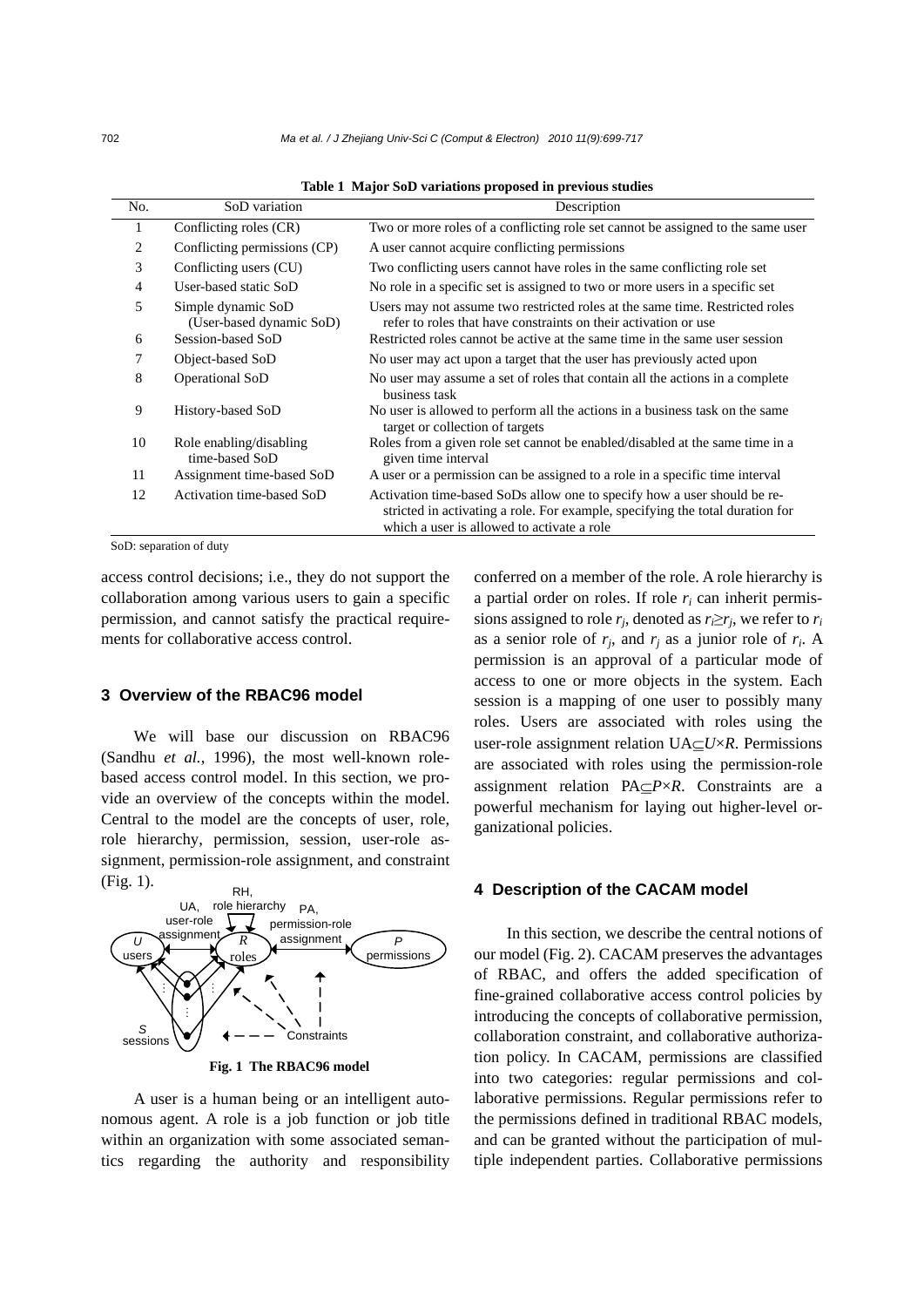**Table 1 Major SoD variations proposed in previous studies**

| No. | SoD variation | Description |
|---|---|---|
| 1 | Conflicting roles (CR) | Two or more roles of a conflicting role set cannot be assigned to the same user |
| 2 | Conflicting permissions (CP) | A user cannot acquire conflicting permissions |
| 3 | Conflicting users (CU) | Two conflicting users cannot have roles in the same conflicting role set |
| 4 | User-based static SoD | No role in a specific set is assigned to two or more users in a specific set |
| 5 | Simple dynamic SoD (User-based dynamic SoD) | Users may not assume two restricted roles at the same time. Restricted roles refer to roles that have constraints on their activation or use |
| 6 | Session-based SoD | Restricted roles cannot be active at the same time in the same user session |
| 7 | Object-based SoD | No user may act upon a target that the user has previously acted upon |
| 8 | Operational SoD | No user may assume a set of roles that contain all the actions in a complete business task |
| 9 | History-based SoD | No user is allowed to perform all the actions in a business task on the same target or collection of targets |
| 10 | Role enabling/disabling time-based SoD | Roles from a given role set cannot be enabled/disabled at the same time in a given time interval |
| 11 | Assignment time-based SoD | A user or a permission can be assigned to a role in a specific time interval |
| 12 | Activation time-based SoD | Activation time-based SoDs allow one to specify how a user should be restricted in activating a role. For example, specifying the total duration for which a user is allowed to activate a role |

SoD: separation of duty

access control decisions; i.e., they do not support the collaboration among various users to gain a specific permission, and cannot satisfy the practical requirements for collaborative access control.

## 3 Overview of the RBAC96 model

We will base our discussion on RBAC96 (Sandhu *et al.*, 1996), the most well-known role-based access control model. In this section, we provide an overview of the concepts within the model. Central to the model are the concepts of user, role, role hierarchy, permission, session, user-role assignment, permission-role assignment, and constraint (Fig. 1).

**Fig. 1 The RBAC96 model**

A user is a human being or an intelligent autonomous agent. A role is a job function or job title within an organization with some associated semantics regarding the authority and responsibility conferred on a member of the role. A role hierarchy is a partial order on roles. If role $r_i$ can inherit permissions assigned to role $r_j$, denoted as $r_i \geq r_j$, we refer to $r_i$ as a senior role of $r_j$, and $r_j$ as a junior role of $r_i$. A permission is an approval of a particular mode of access to one or more objects in the system. Each session is a mapping of one user to possibly many roles. Users are associated with roles using the user-role assignment relation $\text{UA} \subseteq U \times R$. Permissions are associated with roles using the permission-role assignment relation $\text{PA} \subseteq P \times R$. Constraints are a powerful mechanism for laying out higher-level organizational policies.

## 4 Description of the CACAM model

In this section, we describe the central notions of our model (Fig. 2). CACAM preserves the advantages of RBAC, and offers the added specification of fine-grained collaborative access control policies by introducing the concepts of collaborative permission, collaboration constraint, and collaborative authorization policy. In CACAM, permissions are classified into two categories: regular permissions and collaborative permissions. Regular permissions refer to the permissions defined in traditional RBAC models, and can be granted without the participation of multiple independent parties. Collaborative permissions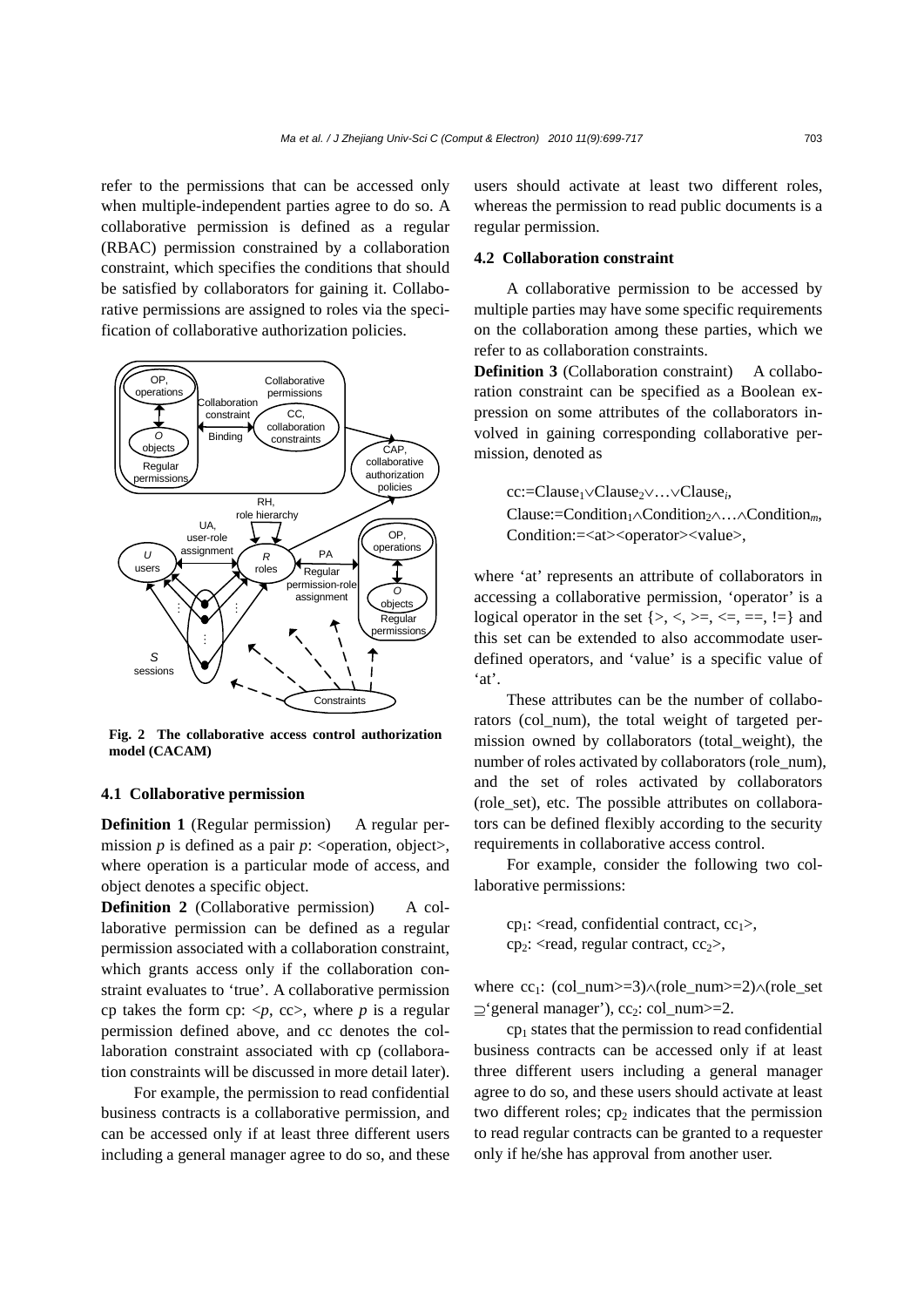refer to the permissions that can be accessed only when multiple-independent parties agree to do so. A collaborative permission is defined as a regular (RBAC) permission constrained by a collaboration constraint, which specifies the conditions that should be satisfied by collaborators for gaining it. Collaborative permissions are assigned to roles via the specification of collaborative authorization policies.

**Fig. 2 The collaborative access control authorization model (CACAM)**

### 4.1 Collaborative permission

**Definition 1** (Regular permission) A regular permission $p$ is defined as a pair $p$: <operation, object>, where operation is a particular mode of access, and object denotes a specific object.

**Definition 2** (Collaborative permission) A collaborative permission can be defined as a regular permission associated with a collaboration constraint, which grants access only if the collaboration constraint evaluates to 'true'. A collaborative permission cp takes the form cp: <$p$, cc>, where $p$ is a regular permission defined above, and cc denotes the collaboration constraint associated with cp (collaboration constraints will be discussed in more detail later).

For example, the permission to read confidential business contracts is a collaborative permission, and can be accessed only if at least three different users including a general manager agree to do so, and these users should activate at least two different roles, whereas the permission to read public documents is a regular permission.

### 4.2 Collaboration constraint

A collaborative permission to be accessed by multiple parties may have some specific requirements on the collaboration among these parties, which we refer to as collaboration constraints.

**Definition 3** (Collaboration constraint) A collaboration constraint can be specified as a Boolean expression on some attributes of the collaborators involved in gaining corresponding collaborative permission, denoted as

cc:=$\text{Clause}_1 \vee \text{Clause}_2 \vee \ldots \vee \text{Clause}_i$,
Clause:=$\text{Condition}_1 \wedge \text{Condition}_2 \wedge \ldots \wedge \text{Condition}_m$,
Condition:=<at><operator><value>,

where 'at' represents an attribute of collaborators in accessing a collaborative permission, 'operator' is a logical operator in the set {>, <, >=, <=, ==, !=} and this set can be extended to also accommodate user-defined operators, and 'value' is a specific value of 'at'.

These attributes can be the number of collaborators (col_num), the total weight of targeted permission owned by collaborators (total_weight), the number of roles activated by collaborators (role_num), and the set of roles activated by collaborators (role_set), etc. The possible attributes on collaborators can be defined flexibly according to the security requirements in collaborative access control.

For example, consider the following two collaborative permissions:

$\text{cp}_1$: <read, confidential contract, $\text{cc}_1$>,
$\text{cp}_2$: <read, regular contract, $\text{cc}_2$>,

where $\text{cc}_1$: (col_num>=3)$\wedge$(role_num>=2)$\wedge$(role_set $\supseteq$'general manager'), $\text{cc}_2$: col_num>=2.

$\text{cp}_1$ states that the permission to read confidential business contracts can be accessed only if at least three different users including a general manager agree to do so, and these users should activate at least two different roles; $\text{cp}_2$ indicates that the permission to read regular contracts can be granted to a requester only if he/she has approval from another user.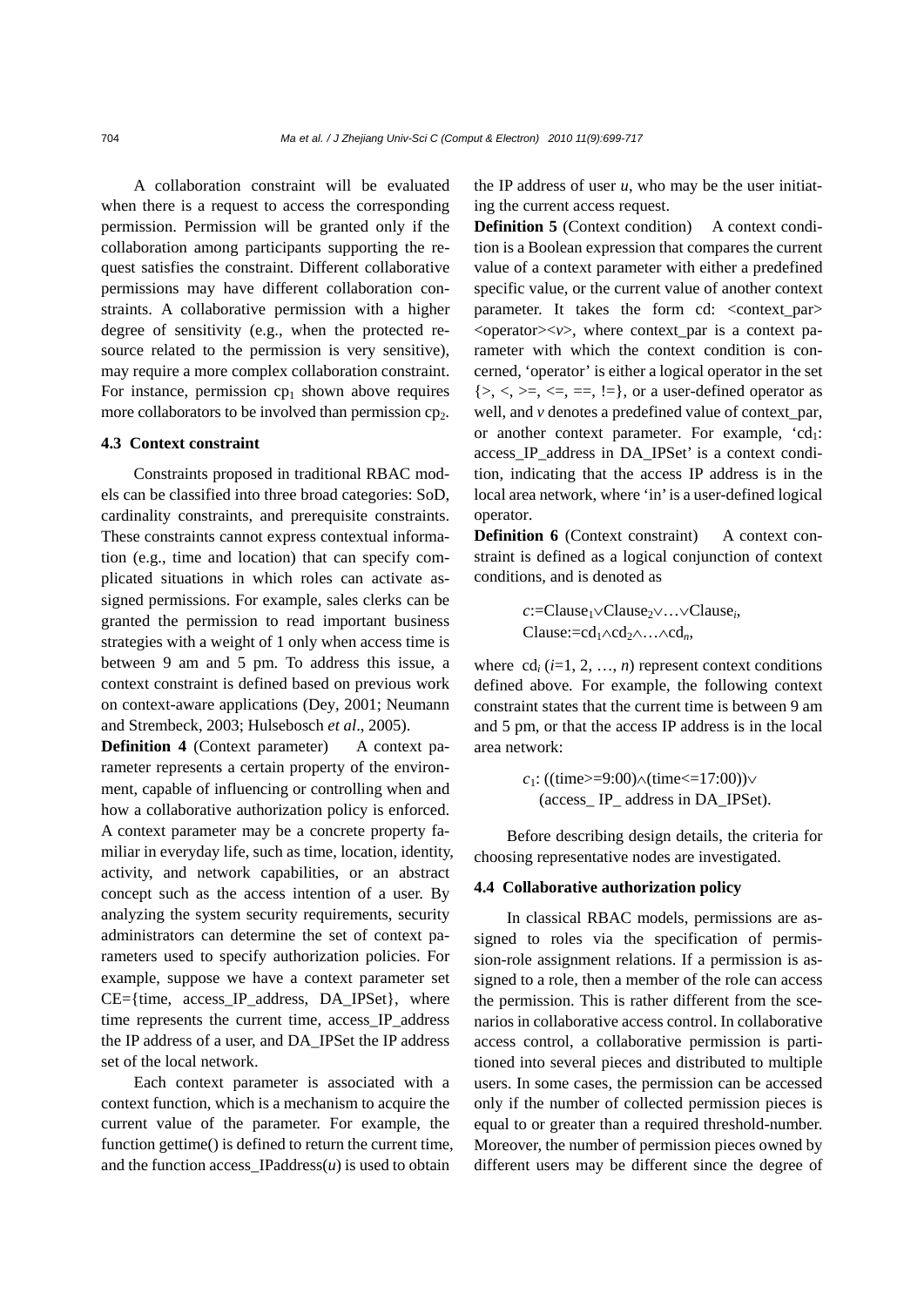A collaboration constraint will be evaluated when there is a request to access the corresponding permission. Permission will be granted only if the collaboration among participants supporting the request satisfies the constraint. Different collaborative permissions may have different collaboration constraints. A collaborative permission with a higher degree of sensitivity (e.g., when the protected resource related to the permission is very sensitive), may require a more complex collaboration constraint. For instance, permission $cp_1$ shown above requires more collaborators to be involved than permission $cp_2$.

### 4.3 Context constraint

Constraints proposed in traditional RBAC models can be classified into three broad categories: SoD, cardinality constraints, and prerequisite constraints. These constraints cannot express contextual information (e.g., time and location) that can specify complicated situations in which roles can activate assigned permissions. For example, sales clerks can be granted the permission to read important business strategies with a weight of 1 only when access time is between 9 am and 5 pm. To address this issue, a context constraint is defined based on previous work on context-aware applications (Dey, 2001; Neumann and Strembeck, 2003; Hulsebosch *et al*., 2005).

**Definition 4** (Context parameter) A context parameter represents a certain property of the environment, capable of influencing or controlling when and how a collaborative authorization policy is enforced. A context parameter may be a concrete property familiar in everyday life, such as time, location, identity, activity, and network capabilities, or an abstract concept such as the access intention of a user. By analyzing the system security requirements, security administrators can determine the set of context parameters used to specify authorization policies. For example, suppose we have a context parameter set CE={time, access_IP_address, DA_IPSet}, where time represents the current time, access_IP_address the IP address of a user, and DA_IPSet the IP address set of the local network.

Each context parameter is associated with a context function, which is a mechanism to acquire the current value of the parameter. For example, the function gettime() is defined to return the current time, and the function access_IPaddress($u$) is used to obtain the IP address of user $u$, who may be the user initiating the current access request.

**Definition 5** (Context condition) A context condition is a Boolean expression that compares the current value of a context parameter with either a predefined specific value, or the current value of another context parameter. It takes the form cd: <context_par><operator><$v$>, where context_par is a context parameter with which the context condition is concerned, 'operator' is either a logical operator in the set {>, <, >=, <=, ==, !=}, or a user-defined operator as well, and $v$ denotes a predefined value of context_par, or another context parameter. For example, '$cd_1$: access_IP_address in DA_IPSet' is a context condition, indicating that the access IP address is in the local area network, where 'in' is a user-defined logical operator.

**Definition 6** (Context constraint) A context constraint is defined as a logical conjunction of context conditions, and is denoted as

$$c:=\text{Clause}_1\vee\text{Clause}_2\vee\ldots\vee\text{Clause}_i,$$
$$\text{Clause}:=\text{cd}_1\wedge\text{cd}_2\wedge\ldots\wedge\text{cd}_n,$$

where $\text{cd}_i$ ($i$=1, 2, …, $n$) represent context conditions defined above. For example, the following context constraint states that the current time is between 9 am and 5 pm, or that the access IP address is in the local area network:

$$c_1\text{: ((time>=9:00)}\wedge\text{(time<=17:00))}\vee\text{(access\_ IP\_ address in DA\_IPSet).}$$

Before describing design details, the criteria for choosing representative nodes are investigated.

### 4.4 Collaborative authorization policy

In classical RBAC models, permissions are assigned to roles via the specification of permission-role assignment relations. If a permission is assigned to a role, then a member of the role can access the permission. This is rather different from the scenarios in collaborative access control. In collaborative access control, a collaborative permission is partitioned into several pieces and distributed to multiple users. In some cases, the permission can be accessed only if the number of collected permission pieces is equal to or greater than a required threshold-number. Moreover, the number of permission pieces owned by different users may be different since the degree of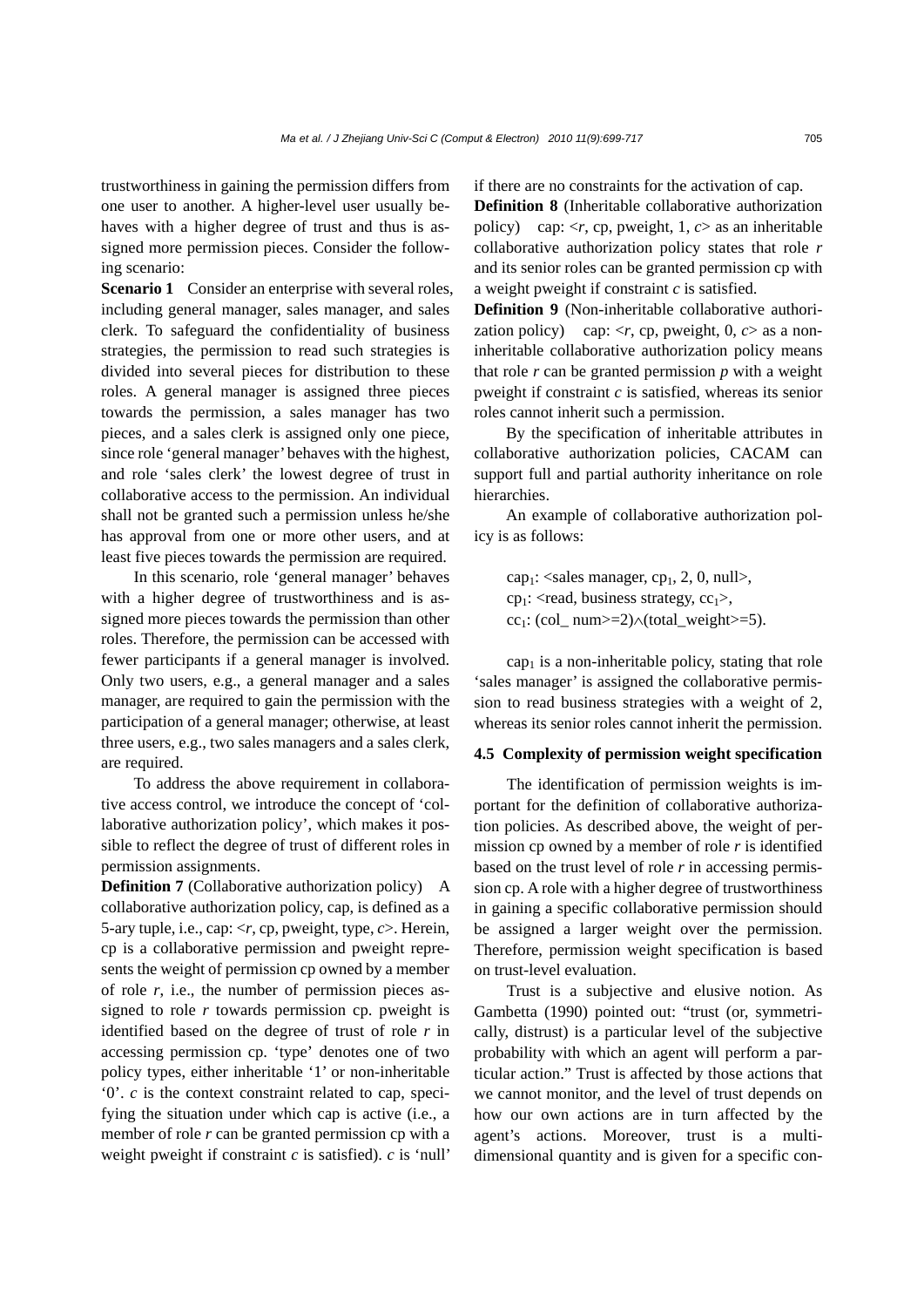trustworthiness in gaining the permission differs from one user to another. A higher-level user usually behaves with a higher degree of trust and thus is assigned more permission pieces. Consider the following scenario:

**Scenario 1** Consider an enterprise with several roles, including general manager, sales manager, and sales clerk. To safeguard the confidentiality of business strategies, the permission to read such strategies is divided into several pieces for distribution to these roles. A general manager is assigned three pieces towards the permission, a sales manager has two pieces, and a sales clerk is assigned only one piece, since role 'general manager' behaves with the highest, and role 'sales clerk' the lowest degree of trust in collaborative access to the permission. An individual shall not be granted such a permission unless he/she has approval from one or more other users, and at least five pieces towards the permission are required.

In this scenario, role 'general manager' behaves with a higher degree of trustworthiness and is assigned more pieces towards the permission than other roles. Therefore, the permission can be accessed with fewer participants if a general manager is involved. Only two users, e.g., a general manager and a sales manager, are required to gain the permission with the participation of a general manager; otherwise, at least three users, e.g., two sales managers and a sales clerk, are required.

To address the above requirement in collaborative access control, we introduce the concept of 'collaborative authorization policy', which makes it possible to reflect the degree of trust of different roles in permission assignments.

**Definition 7** (Collaborative authorization policy) A collaborative authorization policy, cap, is defined as a 5-ary tuple, i.e., cap: <*r*, cp, pweight, type, *c*>. Herein, cp is a collaborative permission and pweight represents the weight of permission cp owned by a member of role *r*, i.e., the number of permission pieces assigned to role *r* towards permission cp. pweight is identified based on the degree of trust of role *r* in accessing permission cp. 'type' denotes one of two policy types, either inheritable '1' or non-inheritable '0'. *c* is the context constraint related to cap, specifying the situation under which cap is active (i.e., a member of role *r* can be granted permission cp with a weight pweight if constraint *c* is satisfied). *c* is 'null' if there are no constraints for the activation of cap.

**Definition 8** (Inheritable collaborative authorization policy) cap: <*r*, cp, pweight, 1, *c*> as an inheritable collaborative authorization policy states that role *r* and its senior roles can be granted permission cp with a weight pweight if constraint *c* is satisfied.

**Definition 9** (Non-inheritable collaborative authorization policy) cap: <*r*, cp, pweight, 0, *c*> as a non-inheritable collaborative authorization policy means that role *r* can be granted permission *p* with a weight pweight if constraint *c* is satisfied, whereas its senior roles cannot inherit such a permission.

By the specification of inheritable attributes in collaborative authorization policies, CACAM can support full and partial authority inheritance on role hierarchies.

An example of collaborative authorization policy is as follows:

$\text{cap}_1$: <sales manager, $\text{cp}_1$, 2, 0, null>,
$\text{cp}_1$: <read, business strategy, $\text{cc}_1$>,
$\text{cc}_1$: (col_ num>=2)$\wedge$(total_weight>=5).

$\text{cap}_1$ is a non-inheritable policy, stating that role 'sales manager' is assigned the collaborative permission to read business strategies with a weight of 2, whereas its senior roles cannot inherit the permission.

### 4.5 Complexity of permission weight specification

The identification of permission weights is important for the definition of collaborative authorization policies. As described above, the weight of permission cp owned by a member of role *r* is identified based on the trust level of role *r* in accessing permission cp. A role with a higher degree of trustworthiness in gaining a specific collaborative permission should be assigned a larger weight over the permission. Therefore, permission weight specification is based on trust-level evaluation.

Trust is a subjective and elusive notion. As Gambetta (1990) pointed out: "trust (or, symmetrically, distrust) is a particular level of the subjective probability with which an agent will perform a particular action." Trust is affected by those actions that we cannot monitor, and the level of trust depends on how our own actions are in turn affected by the agent's actions. Moreover, trust is a multi-dimensional quantity and is given for a specific con-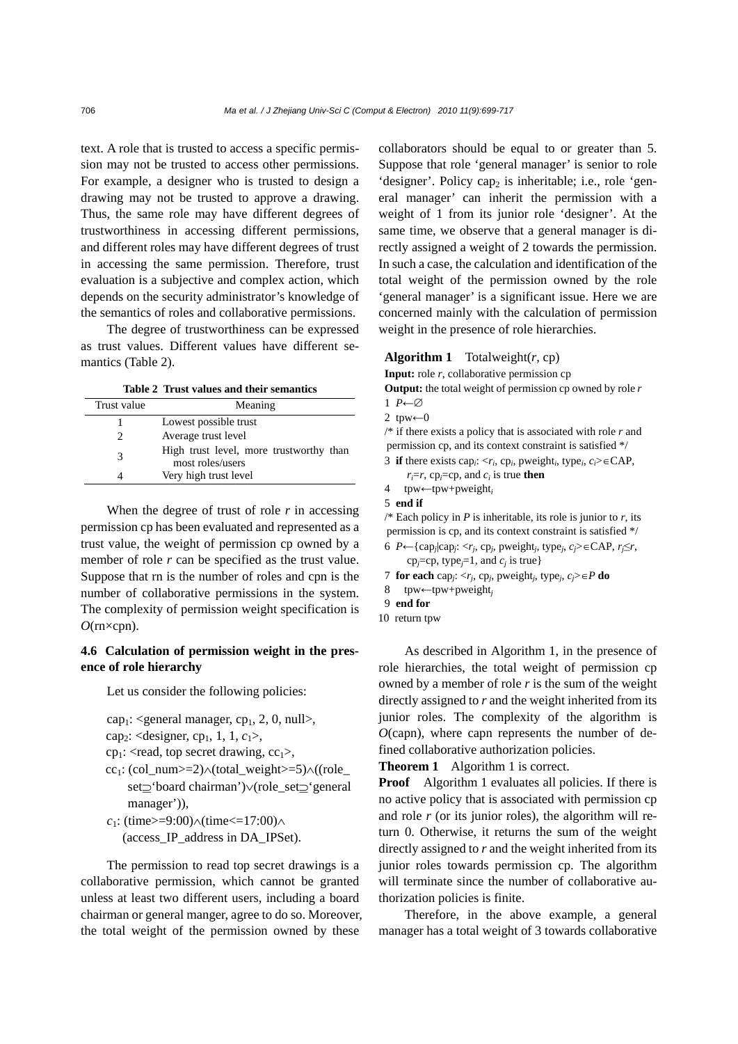text. A role that is trusted to access a specific permission may not be trusted to access other permissions. For example, a designer who is trusted to design a drawing may not be trusted to approve a drawing. Thus, the same role may have different degrees of trustworthiness in accessing different permissions, and different roles may have different degrees of trust in accessing the same permission. Therefore, trust evaluation is a subjective and complex action, which depends on the security administrator's knowledge of the semantics of roles and collaborative permissions.

The degree of trustworthiness can be expressed as trust values. Different values have different semantics (Table 2).

**Table 2 Trust values and their semantics**

| Trust value | Meaning |
|---|---|
| 1 | Lowest possible trust |
| 2 | Average trust level |
| 3 | High trust level, more trustworthy than most roles/users |
| 4 | Very high trust level |

When the degree of trust of role $r$ in accessing permission cp has been evaluated and represented as a trust value, the weight of permission cp owned by a member of role $r$ can be specified as the trust value. Suppose that rn is the number of roles and cpn is the number of collaborative permissions in the system. The complexity of permission weight specification is $O(\text{rn}\times\text{cpn})$.

### 4.6 Calculation of permission weight in the presence of role hierarchy

Let us consider the following policies:

$\text{cap}_1$: <general manager, $\text{cp}_1$, 2, 0, null>,
$\text{cap}_2$: <designer, $\text{cp}_1$, 1, 1, $c_1$>,
$\text{cp}_1$: <read, top secret drawing, $\text{cc}_1$>,
$\text{cc}_1$: (col_num>=2)$\wedge$(total_weight>=5)$\wedge$((role_set$\supseteq$'board chairman')$\vee$(role_set$\supseteq$'general manager')),
$c_1$: (time>=9:00)$\wedge$(time<=17:00)$\wedge$(access_IP_address in DA_IPSet).

The permission to read top secret drawings is a collaborative permission, which cannot be granted unless at least two different users, including a board chairman or general manger, agree to do so. Moreover, the total weight of the permission owned by these collaborators should be equal to or greater than 5. Suppose that role 'general manager' is senior to role 'designer'. Policy $\text{cap}_2$ is inheritable; i.e., role 'general manager' can inherit the permission with a weight of 1 from its junior role 'designer'. At the same time, we observe that a general manager is directly assigned a weight of 2 towards the permission. In such a case, the calculation and identification of the total weight of the permission owned by the role 'general manager' is a significant issue. Here we are concerned mainly with the calculation of permission weight in the presence of role hierarchies.

**Algorithm 1** Totalweight($r$, cp)

**Input:** role $r$, collaborative permission cp
**Output:** the total weight of permission cp owned by role $r$

```
1  P←∅
2  tpw←0
/* if there exists a policy that is associated with role r and
 permission cp, and its context constraint is satisfied */
3  if there exists cap_i: <r_i, cp_i, pweight_i, type_i, c_i>∈CAP,
      r_i=r, cp_i=cp, and c_i is true then
4    tpw←tpw+pweight_i
5  end if
/* Each policy in P is inheritable, its role is junior to r, its
 permission is cp, and its context constraint is satisfied */
6  P←{cap_j|cap_j: <r_j, cp_j, pweight_j, type_j, c_j>∈CAP, r_j≤r,
      cp_j=cp, type_j=1, and c_j is true}
7  for each cap_j: <r_j, cp_j, pweight_j, type_j, c_j>∈P do
8    tpw←tpw+pweight_j
9  end for
10 return tpw
```

As described in Algorithm 1, in the presence of role hierarchies, the total weight of permission cp owned by a member of role $r$ is the sum of the weight directly assigned to $r$ and the weight inherited from its junior roles. The complexity of the algorithm is $O(\text{capn})$, where capn represents the number of defined collaborative authorization policies.

**Theorem 1** Algorithm 1 is correct.

**Proof** Algorithm 1 evaluates all policies. If there is no active policy that is associated with permission cp and role $r$ (or its junior roles), the algorithm will return 0. Otherwise, it returns the sum of the weight directly assigned to $r$ and the weight inherited from its junior roles towards permission cp. The algorithm will terminate since the number of collaborative authorization policies is finite.

Therefore, in the above example, a general manager has a total weight of 3 towards collaborative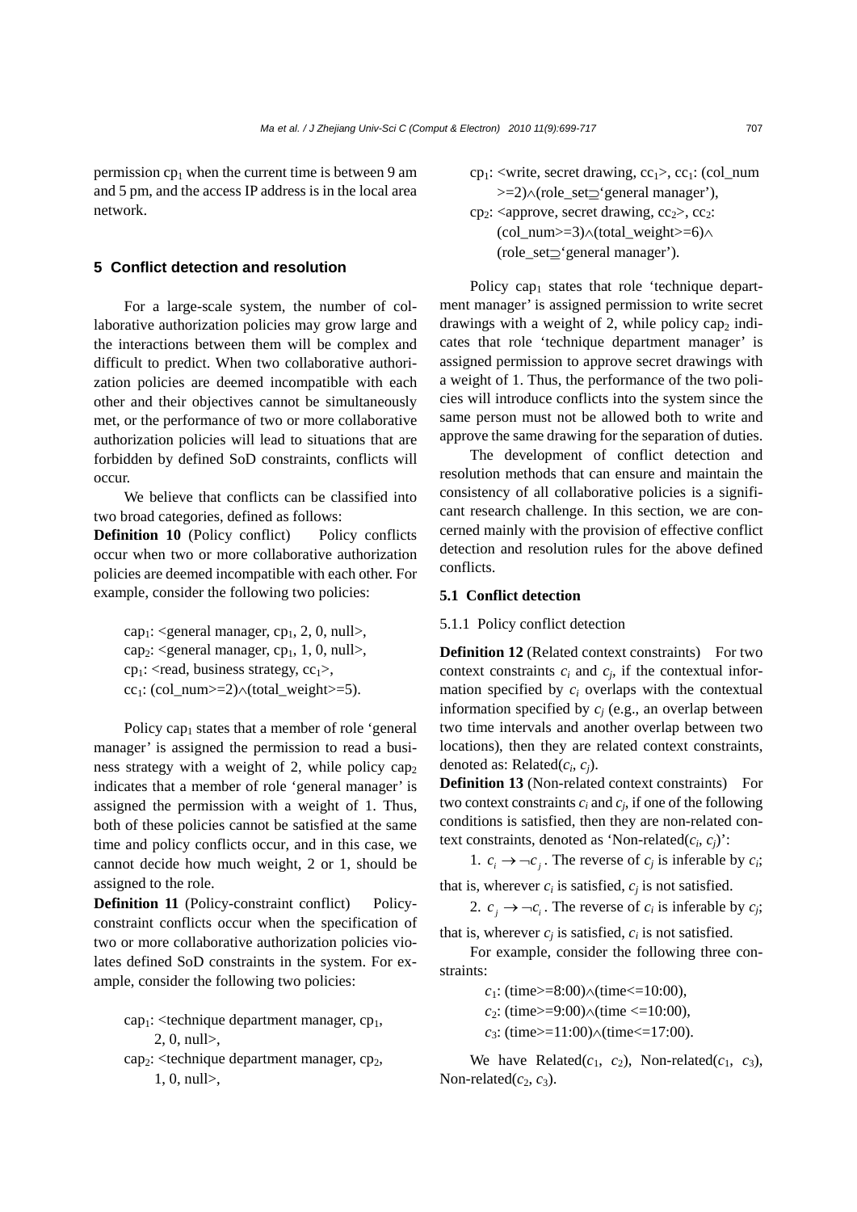permission $cp_1$ when the current time is between 9 am and 5 pm, and the access IP address is in the local area network.

## 5 Conflict detection and resolution

For a large-scale system, the number of collaborative authorization policies may grow large and the interactions between them will be complex and difficult to predict. When two collaborative authorization policies are deemed incompatible with each other and their objectives cannot be simultaneously met, or the performance of two or more collaborative authorization policies will lead to situations that are forbidden by defined SoD constraints, conflicts will occur.

We believe that conflicts can be classified into two broad categories, defined as follows:

**Definition 10** (Policy conflict) Policy conflicts occur when two or more collaborative authorization policies are deemed incompatible with each other. For example, consider the following two policies:

$cap_1$: <general manager, $cp_1$, 2, 0, null>,
$cap_2$: <general manager, $cp_1$, 1, 0, null>,
$cp_1$: <read, business strategy, $cc_1$>,
$cc_1$: (col_num>=2)$\wedge$(total_weight>=5).

Policy $cap_1$ states that a member of role 'general manager' is assigned the permission to read a business strategy with a weight of 2, while policy $cap_2$ indicates that a member of role 'general manager' is assigned the permission with a weight of 1. Thus, both of these policies cannot be satisfied at the same time and policy conflicts occur, and in this case, we cannot decide how much weight, 2 or 1, should be assigned to the role.

**Definition 11** (Policy-constraint conflict) Policy-constraint conflicts occur when the specification of two or more collaborative authorization policies violates defined SoD constraints in the system. For example, consider the following two policies:

$cap_1$: <technique department manager, $cp_1$, 2, 0, null>,
$cap_2$: <technique department manager, $cp_2$, 1, 0, null>,
$cp_1$: <write, secret drawing, $cc_1$>, $cc_1$: (col_num >=2)$\wedge$(role_set$\supseteq$'general manager'),
$cp_2$: <approve, secret drawing, $cc_2$>, $cc_2$: (col_num>=3)$\wedge$(total_weight>=6)$\wedge$(role_set$\supseteq$'general manager').

Policy $cap_1$ states that role 'technique department manager' is assigned permission to write secret drawings with a weight of 2, while policy $cap_2$ indicates that role 'technique department manager' is assigned permission to approve secret drawings with a weight of 1. Thus, the performance of the two policies will introduce conflicts into the system since the same person must not be allowed both to write and approve the same drawing for the separation of duties.

The development of conflict detection and resolution methods that can ensure and maintain the consistency of all collaborative policies is a significant research challenge. In this section, we are concerned mainly with the provision of effective conflict detection and resolution rules for the above defined conflicts.

### 5.1 Conflict detection

#### 5.1.1 Policy conflict detection

**Definition 12** (Related context constraints) For two context constraints $c_i$ and $c_j$, if the contextual information specified by $c_i$ overlaps with the contextual information specified by $c_j$ (e.g., an overlap between two time intervals and another overlap between two locations), then they are related context constraints, denoted as: Related($c_i$, $c_j$).

**Definition 13** (Non-related context constraints) For two context constraints $c_i$ and $c_j$, if one of the following conditions is satisfied, then they are non-related context constraints, denoted as 'Non-related($c_i$, $c_j$)':

1. $c_i \rightarrow \neg c_j$. The reverse of $c_j$ is inferable by $c_i$; that is, wherever $c_i$ is satisfied, $c_j$ is not satisfied.

2. $c_j \rightarrow \neg c_i$. The reverse of $c_i$ is inferable by $c_j$; that is, wherever $c_j$ is satisfied, $c_i$ is not satisfied.

For example, consider the following three constraints:

$c_1$: (time>=8:00)$\wedge$(time<=10:00),
$c_2$: (time>=9:00)$\wedge$(time <=10:00),
$c_3$: (time>=11:00)$\wedge$(time<=17:00).

We have Related($c_1$, $c_2$), Non-related($c_1$, $c_3$), Non-related($c_2$, $c_3$).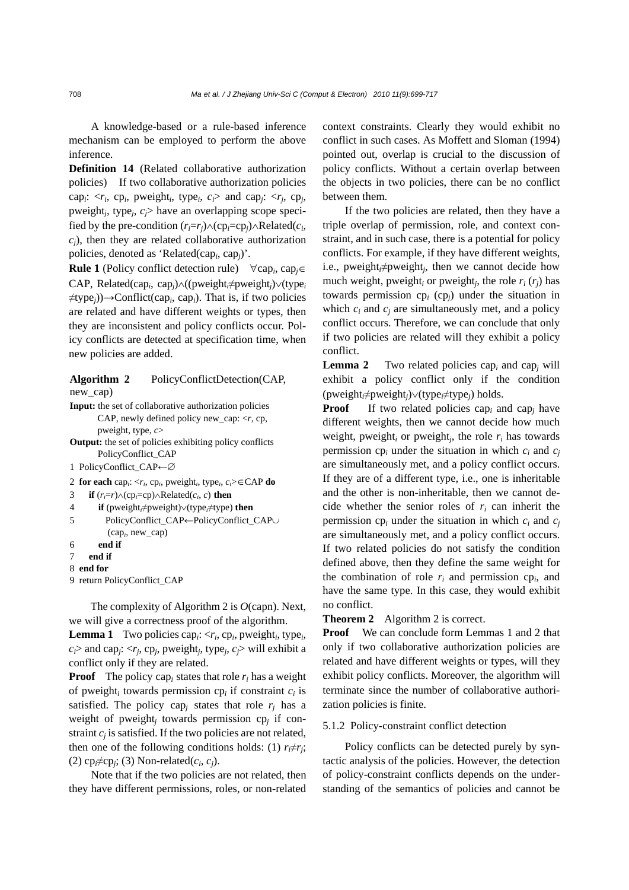A knowledge-based or a rule-based inference mechanism can be employed to perform the above inference.

**Definition 14** (Related collaborative authorization policies) If two collaborative authorization policies $\text{cap}_i$: $<r_i, \text{cp}_i, \text{pweight}_i, \text{type}_i, c_i>$ and $\text{cap}_j$: $<r_j, \text{cp}_j, \text{pweight}_j, \text{type}_j, c_j>$ have an overlapping scope specified by the pre-condition $(r_i=r_j)\wedge(\text{cp}_i=\text{cp}_j)\wedge\text{Related}(c_i, c_j)$, then they are related collaborative authorization policies, denoted as '$\text{Related}(\text{cap}_i, \text{cap}_j)$'.

**Rule 1** (Policy conflict detection rule) $\forall \text{cap}_i, \text{cap}_j\in \text{CAP}$, $\text{Related}(\text{cap}_i, \text{cap}_j)\wedge((\text{pweight}_i\neq\text{pweight}_j)\vee(\text{type}_i\neq\text{type}_j))\rightarrow\text{Conflict}(\text{cap}_i, \text{cap}_j)$. That is, if two policies are related and have different weights or types, then they are inconsistent and policy conflicts occur. Policy conflicts are detected at specification time, when new policies are added.

**Algorithm 2** PolicyConflictDetection(CAP, new_cap)

**Input:** the set of collaborative authorization policies CAP, newly defined policy new_cap: $<r$, cp, pweight, type, $c>$

**Output:** the set of policies exhibiting policy conflicts PolicyConflict_CAP

```
1 PolicyConflict_CAP←∅
2 for each cap_i: <r_i, cp_i, pweight_i, type_i, c_i>∈CAP do
3    if (r_i=r)∧(cp_i=cp)∧Related(c_i, c) then
4       if (pweight_i≠pweight)∨(type_i≠type) then
5          PolicyConflict_CAP←PolicyConflict_CAP∪
           (cap_i, new_cap)
6       end if
7    end if
8 end for
9 return PolicyConflict_CAP
```

The complexity of Algorithm 2 is $O(\text{capn})$. Next, we will give a correctness proof of the algorithm.

**Lemma 1** Two policies $\text{cap}_i$: $<r_i, \text{cp}_i, \text{pweight}_i, \text{type}_i, c_i>$ and $\text{cap}_j$: $<r_j, \text{cp}_j, \text{pweight}_j, \text{type}_j, c_j>$ will exhibit a conflict only if they are related.

**Proof** The policy $\text{cap}_i$ states that role $r_i$ has a weight of $\text{pweight}_i$ towards permission $\text{cp}_i$ if constraint $c_i$ is satisfied. The policy $\text{cap}_j$ states that role $r_j$ has a weight of $\text{pweight}_j$ towards permission $\text{cp}_j$ if constraint $c_j$ is satisfied. If the two policies are not related, then one of the following conditions holds: (1) $r_i\neq r_j$; (2) $\text{cp}_i\neq\text{cp}_j$; (3) $\text{Non-related}(c_i, c_j)$.

Note that if the two policies are not related, then they have different permissions, roles, or non-related context constraints. Clearly they would exhibit no conflict in such cases. As Moffett and Sloman (1994) pointed out, overlap is crucial to the discussion of policy conflicts. Without a certain overlap between the objects in two policies, there can be no conflict between them.

If the two policies are related, then they have a triple overlap of permission, role, and context constraint, and in such case, there is a potential for policy conflicts. For example, if they have different weights, i.e., $\text{pweight}_i\neq\text{pweight}_j$, then we cannot decide how much weight, $\text{pweight}_i$ or $\text{pweight}_j$, the role $r_i$ ($r_j$) has towards permission $\text{cp}_i$ ($\text{cp}_j$) under the situation in which $c_i$ and $c_j$ are simultaneously met, and a policy conflict occurs. Therefore, we can conclude that only if two policies are related will they exhibit a policy conflict.

**Lemma 2** Two related policies $\text{cap}_i$ and $\text{cap}_j$ will exhibit a policy conflict only if the condition $(\text{pweight}_i\neq\text{pweight}_j)\vee(\text{type}_i\neq\text{type}_j)$ holds.

**Proof** If two related policies $\text{cap}_i$ and $\text{cap}_j$ have different weights, then we cannot decide how much weight, $\text{pweight}_i$ or $\text{pweight}_j$, the role $r_i$ has towards permission $\text{cp}_i$ under the situation in which $c_i$ and $c_j$ are simultaneously met, and a policy conflict occurs. If they are of a different type, i.e., one is inheritable and the other is non-inheritable, then we cannot decide whether the senior roles of $r_i$ can inherit the permission $\text{cp}_i$ under the situation in which $c_i$ and $c_j$ are simultaneously met, and a policy conflict occurs. If two related policies do not satisfy the condition defined above, then they define the same weight for the combination of role $r_i$ and permission $\text{cp}_i$, and have the same type. In this case, they would exhibit no conflict.

**Theorem 2** Algorithm 2 is correct.

**Proof** We can conclude form Lemmas 1 and 2 that only if two collaborative authorization policies are related and have different weights or types, will they exhibit policy conflicts. Moreover, the algorithm will terminate since the number of collaborative authorization policies is finite.

### 5.1.2 Policy-constraint conflict detection

Policy conflicts can be detected purely by syntactic analysis of the policies. However, the detection of policy-constraint conflicts depends on the understanding of the semantics of policies and cannot be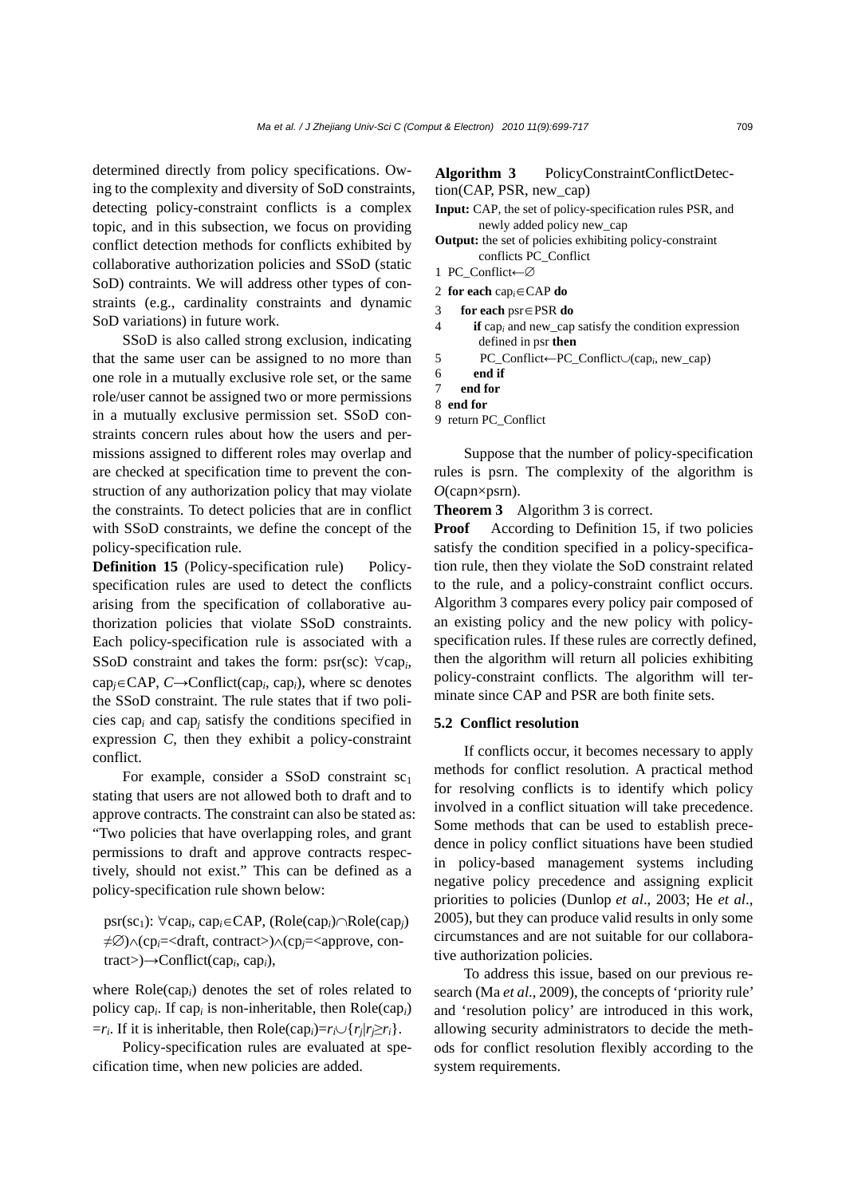determined directly from policy specifications. Owing to the complexity and diversity of SoD constraints, detecting policy-constraint conflicts is a complex topic, and in this subsection, we focus on providing conflict detection methods for conflicts exhibited by collaborative authorization policies and SSoD (static SoD) contraints. We will address other types of constraints (e.g., cardinality constraints and dynamic SoD variations) in future work.

SSoD is also called strong exclusion, indicating that the same user can be assigned to no more than one role in a mutually exclusive role set, or the same role/user cannot be assigned two or more permissions in a mutually exclusive permission set. SSoD constraints concern rules about how the users and permissions assigned to different roles may overlap and are checked at specification time to prevent the construction of any authorization policy that may violate the constraints. To detect policies that are in conflict with SSoD constraints, we define the concept of the policy-specification rule.

**Definition 15** (Policy-specification rule) Policy-specification rules are used to detect the conflicts arising from the specification of collaborative authorization policies that violate SSoD constraints. Each policy-specification rule is associated with a SSoD constraint and takes the form: psr(sc): $\forall \text{cap}_i, \text{cap}_j \in \text{CAP}, C \rightarrow \text{Conflict}(\text{cap}_i, \text{cap}_j)$, where sc denotes the SSoD constraint. The rule states that if two policies $\text{cap}_i$ and $\text{cap}_j$ satisfy the conditions specified in expression $C$, then they exhibit a policy-constraint conflict.

For example, consider a SSoD constraint $\text{sc}_1$ stating that users are not allowed both to draft and to approve contracts. The constraint can also be stated as: "Two policies that have overlapping roles, and grant permissions to draft and approve contracts respectively, should not exist." This can be defined as a policy-specification rule shown below:

$$\text{psr}(\text{sc}_1)\text{: } \forall \text{cap}_i, \text{cap}_i \in \text{CAP}, (\text{Role}(\text{cap}_i) \cap \text{Role}(\text{cap}_j) \neq \varnothing) \wedge (\text{cp}_i = \text{<draft, contract>}) \wedge (\text{cp}_j = \text{<approve, contract>}) \rightarrow \text{Conflict}(\text{cap}_i, \text{cap}_i),$$

where $\text{Role}(\text{cap}_i)$ denotes the set of roles related to policy $\text{cap}_i$. If $\text{cap}_i$ is non-inheritable, then $\text{Role}(\text{cap}_i) = r_i$. If it is inheritable, then $\text{Role}(\text{cap}_i) = r_i \cup \{r_j | r_j \geq r_i\}$.

Policy-specification rules are evaluated at specification time, when new policies are added.

**Algorithm 3** PolicyConstraintConflictDetection(CAP, PSR, new_cap)

**Input:** CAP, the set of policy-specification rules PSR, and newly added policy new_cap

**Output:** the set of policies exhibiting policy-constraint conflicts PC_Conflict

```
1 PC_Conflict←∅
2 for each cap_i∈CAP do
3     for each psr∈PSR do
4         if cap_i and new_cap satisfy the condition expression
          defined in psr then
5             PC_Conflict←PC_Conflict∪(cap_i, new_cap)
6         end if
7     end for
8 end for
9 return PC_Conflict
```

Suppose that the number of policy-specification rules is psrn. The complexity of the algorithm is $O(\text{capn} \times \text{psrn})$.

**Theorem 3** Algorithm 3 is correct.

**Proof** According to Definition 15, if two policies satisfy the condition specified in a policy-specification rule, then they violate the SoD constraint related to the rule, and a policy-constraint conflict occurs. Algorithm 3 compares every policy pair composed of an existing policy and the new policy with policy-specification rules. If these rules are correctly defined, then the algorithm will return all policies exhibiting policy-constraint conflicts. The algorithm will terminate since CAP and PSR are both finite sets.

### 5.2 Conflict resolution

If conflicts occur, it becomes necessary to apply methods for conflict resolution. A practical method for resolving conflicts is to identify which policy involved in a conflict situation will take precedence. Some methods that can be used to establish precedence in policy conflict situations have been studied in policy-based management systems including negative policy precedence and assigning explicit priorities to policies (Dunlop *et al*., 2003; He *et al*., 2005), but they can produce valid results in only some circumstances and are not suitable for our collaborative authorization policies.

To address this issue, based on our previous research (Ma *et al*., 2009), the concepts of 'priority rule' and 'resolution policy' are introduced in this work, allowing security administrators to decide the methods for conflict resolution flexibly according to the system requirements.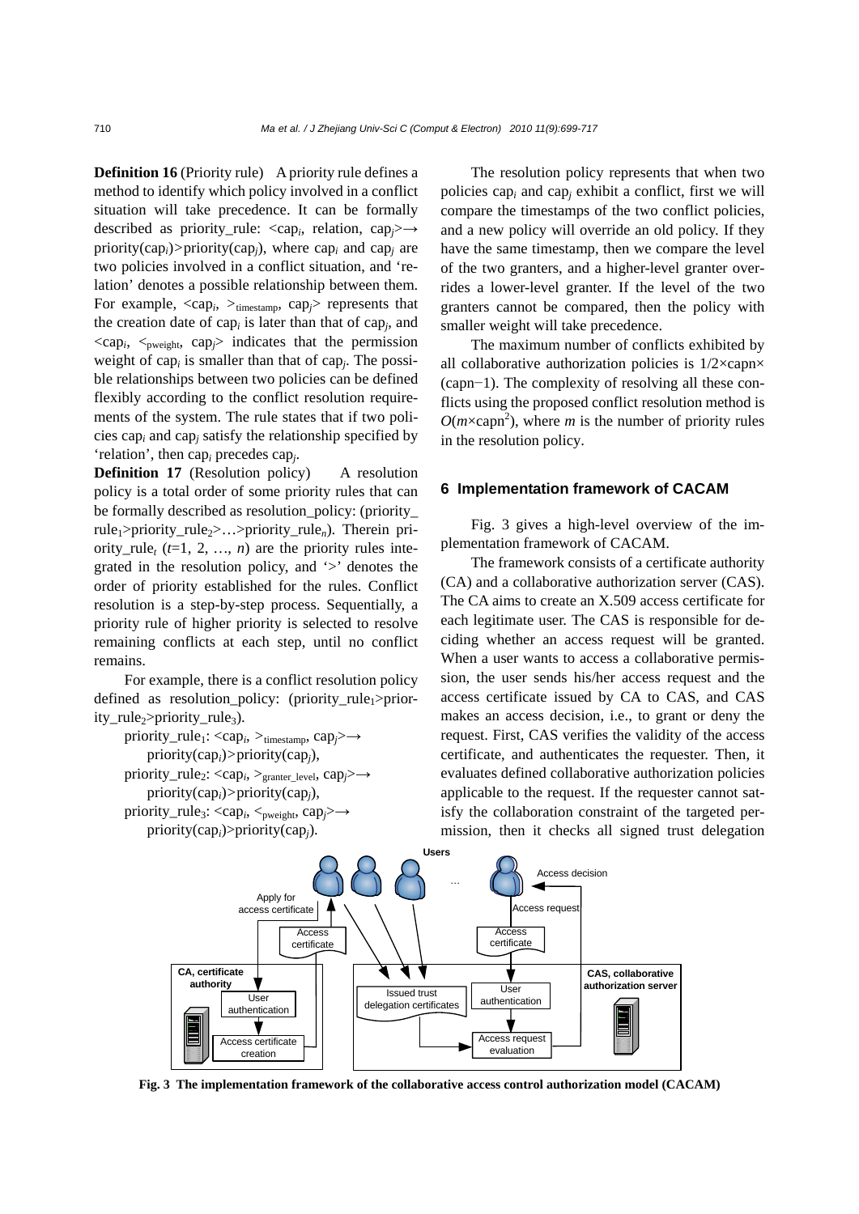**Definition 16** (Priority rule) A priority rule defines a method to identify which policy involved in a conflict situation will take precedence. It can be formally described as priority_rule: <$cap_i$, relation, $cap_j$>→ priority($cap_i$)>priority($cap_j$), where $cap_i$ and $cap_j$ are two policies involved in a conflict situation, and 'relation' denotes a possible relationship between them. For example, <$cap_i$, $>_{timestamp}$, $cap_j$> represents that the creation date of $cap_i$ is later than that of $cap_j$, and <$cap_i$, $<_{pweight}$, $cap_j$> indicates that the permission weight of $cap_i$ is smaller than that of $cap_j$. The possible relationships between two policies can be defined flexibly according to the conflict resolution requirements of the system. The rule states that if two policies $cap_i$ and $cap_j$ satisfy the relationship specified by 'relation', then $cap_i$ precedes $cap_j$.

**Definition 17** (Resolution policy) A resolution policy is a total order of some priority rules that can be formally described as resolution_policy: ($priority\_rule_1$>$priority\_rule_2$>…>$priority\_rule_n$). Therein $priority\_rule_t$ ($t$=1, 2, …, $n$) are the priority rules integrated in the resolution policy, and '>' denotes the order of priority established for the rules. Conflict resolution is a step-by-step process. Sequentially, a priority rule of higher priority is selected to resolve remaining conflicts at each step, until no conflict remains.

For example, there is a conflict resolution policy defined as resolution_policy: ($priority\_rule_1$>$priority\_rule_2$>$priority\_rule_3$).

$priority\_rule_1$: <$cap_i$, $>_{timestamp}$, $cap_j$>→ priority($cap_i$)>priority($cap_j$),
$priority\_rule_2$: <$cap_i$, $>_{granter\_level}$, $cap_j$>→ priority($cap_i$)>priority($cap_j$),
$priority\_rule_3$: <$cap_i$, $<_{pweight}$, $cap_j$>→ priority($cap_i$)>priority($cap_j$).

The resolution policy represents that when two policies $cap_i$ and $cap_j$ exhibit a conflict, first we will compare the timestamps of the two conflict policies, and a new policy will override an old policy. If they have the same timestamp, then we compare the level of the two granters, and a higher-level granter overrides a lower-level granter. If the level of the two granters cannot be compared, then the policy with smaller weight will take precedence.

The maximum number of conflicts exhibited by all collaborative authorization policies is 1/2×capn×(capn−1). The complexity of resolving all these conflicts using the proposed conflict resolution method is $O(m\times\text{capn}^2)$, where $m$ is the number of priority rules in the resolution policy.

## 6 Implementation framework of CACAM

Fig. 3 gives a high-level overview of the implementation framework of CACAM.

The framework consists of a certificate authority (CA) and a collaborative authorization server (CAS). The CA aims to create an X.509 access certificate for each legitimate user. The CAS is responsible for deciding whether an access request will be granted. When a user wants to access a collaborative permission, the user sends his/her access request and the access certificate issued by CA to CAS, and CAS makes an access decision, i.e., to grant or deny the request. First, CAS verifies the validity of the access certificate, and authenticates the requester. Then, it evaluates defined collaborative authorization policies applicable to the request. If the requester cannot satisfy the collaboration constraint of the targeted permission, then it checks all signed trust delegation

**Fig. 3 The implementation framework of the collaborative access control authorization model (CACAM)**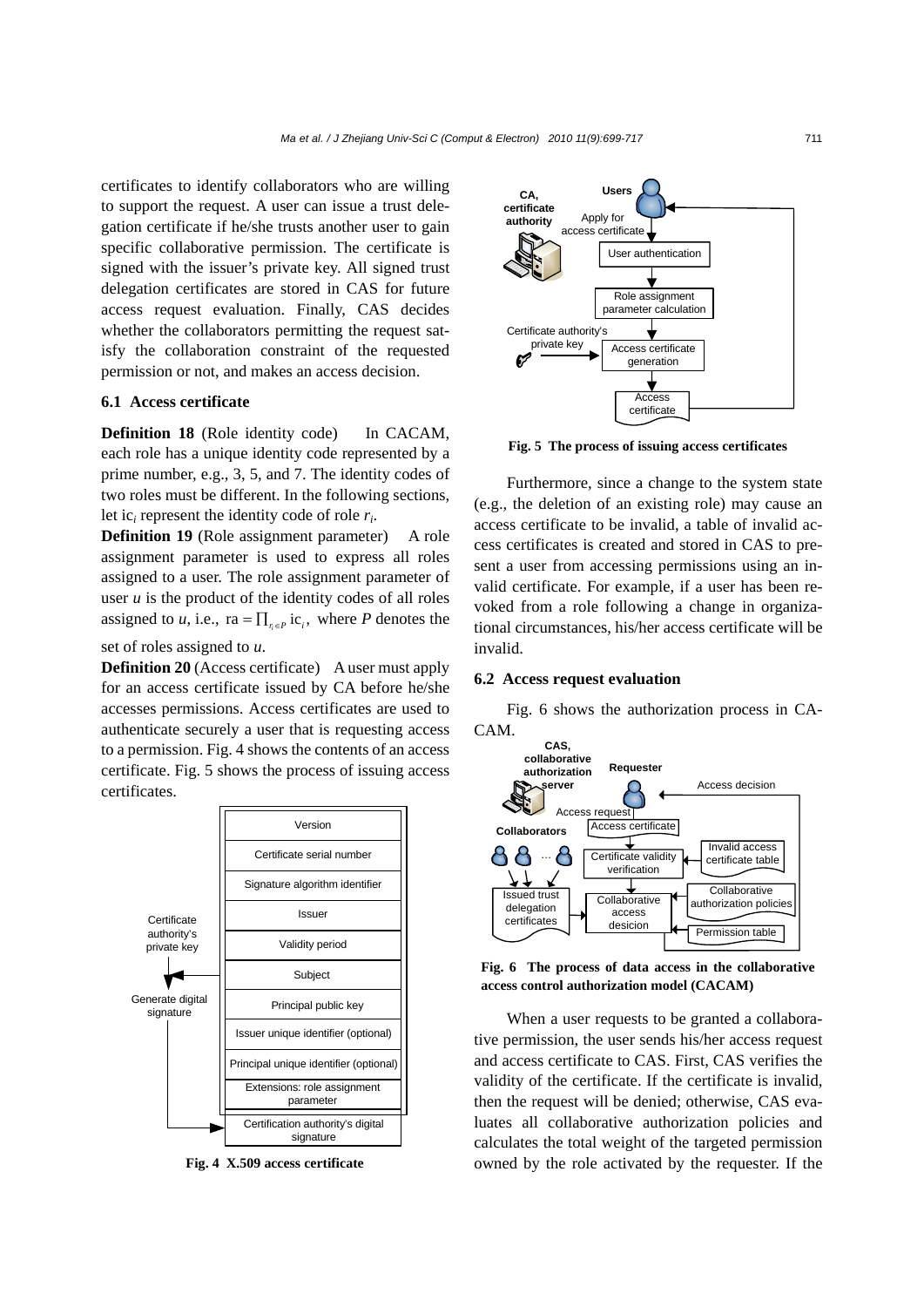certificates to identify collaborators who are willing to support the request. A user can issue a trust delegation certificate if he/she trusts another user to gain specific collaborative permission. The certificate is signed with the issuer's private key. All signed trust delegation certificates are stored in CAS for future access request evaluation. Finally, CAS decides whether the collaborators permitting the request satisfy the collaboration constraint of the requested permission or not, and makes an access decision.

### 6.1 Access certificate

**Definition 18** (Role identity code) In CACAM, each role has a unique identity code represented by a prime number, e.g., 3, 5, and 7. The identity codes of two roles must be different. In the following sections, let $\text{ic}_i$ represent the identity code of role $r_i$.

**Definition 19** (Role assignment parameter) A role assignment parameter is used to express all roles assigned to a user. The role assignment parameter of user $u$ is the product of the identity codes of all roles assigned to $u$, i.e., $\text{ra} = \prod_{r_i \in P} \text{ic}_i$, where $P$ denotes the set of roles assigned to $u$.

**Definition 20** (Access certificate) A user must apply for an access certificate issued by CA before he/she accesses permissions. Access certificates are used to authenticate securely a user that is requesting access to a permission. Fig. 4 shows the contents of an access certificate. Fig. 5 shows the process of issuing access certificates.

**Fig. 4 X.509 access certificate**

**Fig. 5 The process of issuing access certificates**

Furthermore, since a change to the system state (e.g., the deletion of an existing role) may cause an access certificate to be invalid, a table of invalid access certificates is created and stored in CAS to present a user from accessing permissions using an invalid certificate. For example, if a user has been revoked from a role following a change in organizational circumstances, his/her access certificate will be invalid.

### 6.2 Access request evaluation

Fig. 6 shows the authorization process in CACAM.

**Fig. 6 The process of data access in the collaborative access control authorization model (CACAM)**

When a user requests to be granted a collaborative permission, the user sends his/her access request and access certificate to CAS. First, CAS verifies the validity of the certificate. If the certificate is invalid, then the request will be denied; otherwise, CAS evaluates all collaborative authorization policies and calculates the total weight of the targeted permission owned by the role activated by the requester. If the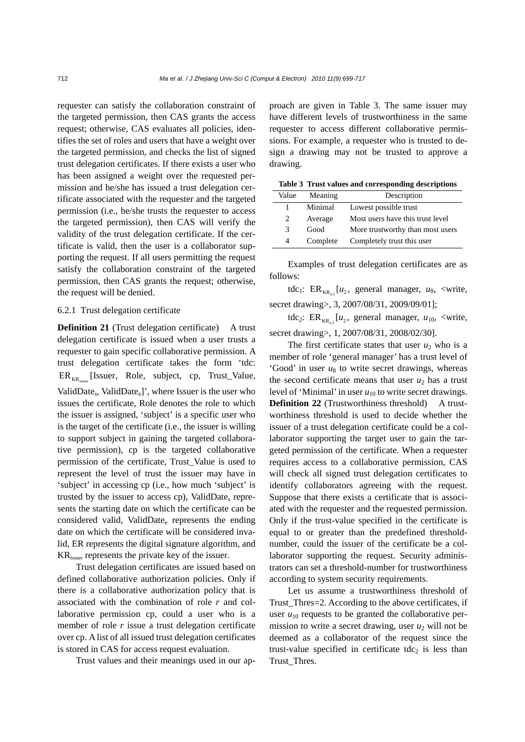requester can satisfy the collaboration constraint of the targeted permission, then CAS grants the access request; otherwise, CAS evaluates all policies, identifies the set of roles and users that have a weight over the targeted permission, and checks the list of signed trust delegation certificates. If there exists a user who has been assigned a weight over the requested permission and he/she has issued a trust delegation certificate associated with the requester and the targeted permission (i.e., he/she trusts the requester to access the targeted permission), then CAS will verify the validity of the trust delegation certificate. If the certificate is valid, then the user is a collaborator supporting the request. If all users permitting the request satisfy the collaboration constraint of the targeted permission, then CAS grants the request; otherwise, the request will be denied.

#### 6.2.1 Trust delegation certificate

**Definition 21** (Trust delegation certificate) A trust delegation certificate is issued when a user trusts a requester to gain specific collaborative permission. A trust delegation certificate takes the form 'tdc: $\mathrm{ER}_{\mathrm{KR}_{\mathrm{issuer}}}$[Issuer, Role, subject, cp, Trust_Value, $\mathrm{ValidDate_s}$, $\mathrm{ValidDate_e}$]', where Issuer is the user who issues the certificate, Role denotes the role to which the issuer is assigned, 'subject' is a specific user who is the target of the certificate (i.e., the issuer is willing to support subject in gaining the targeted collaborative permission), cp is the targeted collaborative permission of the certificate, Trust_Value is used to represent the level of trust the issuer may have in 'subject' in accessing cp (i.e., how much 'subject' is trusted by the issuer to access cp), $\mathrm{ValidDate_s}$ represents the starting date on which the certificate can be considered valid, $\mathrm{ValidDate_e}$ represents the ending date on which the certificate will be considered invalid, ER represents the digital signature algorithm, and $\mathrm{KR_{issuer}}$ represents the private key of the issuer.

Trust delegation certificates are issued based on defined collaborative authorization policies. Only if there is a collaborative authorization policy that is associated with the combination of role $r$ and collaborative permission cp, could a user who is a member of role $r$ issue a trust delegation certificate over cp. A list of all issued trust delegation certificates is stored in CAS for access request evaluation.

Trust values and their meanings used in our approach are given in Table 3. The same issuer may have different levels of trustworthiness in the same requester to access different collaborative permissions. For example, a requester who is trusted to design a drawing may not be trusted to approve a drawing.

**Table 3 Trust values and corresponding descriptions**

| Value | Meaning | Description |
|---|---|---|
| 1 | Minimal | Lowest possible trust |
| 2 | Average | Most users have this trust level |
| 3 | Good | More trustworthy than most users |
| 4 | Complete | Completely trust this user |

Examples of trust delegation certificates are as follows:

$\mathrm{tdc_1}$: $\mathrm{ER}_{\mathrm{KR}_{u_2}}[u_2$, general manager, $u_8$, <write, secret drawing>, 3, 2007/08/31, 2009/09/01];

$\mathrm{tdc_2}$: $\mathrm{ER}_{\mathrm{KR}_{u_2}}[u_2$, general manager, $u_{10}$, <write, secret drawing>, 1, 2007/08/31, 2008/02/30].

The first certificate states that user $u_2$ who is a member of role 'general manager' has a trust level of 'Good' in user $u_8$ to write secret drawings, whereas the second certificate means that user $u_2$ has a trust level of 'Minimal' in user $u_{10}$ to write secret drawings.

**Definition 22** (Trustworthiness threshold) A trustworthiness threshold is used to decide whether the issuer of a trust delegation certificate could be a collaborator supporting the target user to gain the targeted permission of the certificate. When a requester requires access to a collaborative permission, CAS will check all signed trust delegation certificates to identify collaborators agreeing with the request. Suppose that there exists a certificate that is associated with the requester and the requested permission. Only if the trust-value specified in the certificate is equal to or greater than the predefined threshold-number, could the issuer of the certificate be a collaborator supporting the request. Security administrators can set a threshold-number for trustworthiness according to system security requirements.

Let us assume a trustworthiness threshold of Trust_Thres=2. According to the above certificates, if user $u_{10}$ requests to be granted the collaborative permission to write a secret drawing, user $u_2$ will not be deemed as a collaborator of the request since the trust-value specified in certificate $\mathrm{tdc_2}$ is less than Trust_Thres.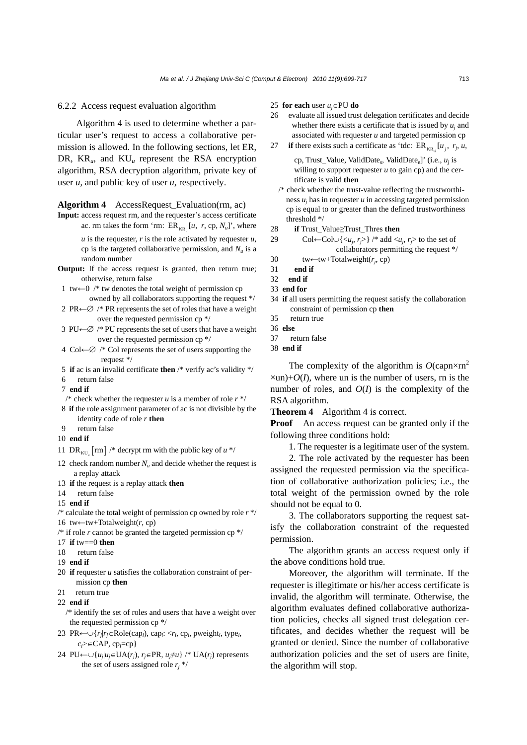### 6.2.2 Access request evaluation algorithm

Algorithm 4 is used to determine whether a particular user's request to access a collaborative permission is allowed. In the following sections, let ER, DR, $KR_u$, and $KU_u$ represent the RSA encryption algorithm, RSA decryption algorithm, private key of user $u$, and public key of user $u$, respectively.

**Algorithm 4** AccessRequest_Evaluation(rm, ac)

```
Input: access request rm, and the requester's access certificate
       ac. rm takes the form 'rm: ER_{KR_u}[u, r, cp, N_u]', where
       u is the requester, r is the role activated by requester u,
       cp is the targeted collaborative permission, and N_u is a
       random number
Output: If the access request is granted, then return true;
        otherwise, return false
 1 tw←0 /* tw denotes the total weight of permission cp
         owned by all collaborators supporting the request */
 2 PR←∅ /* PR represents the set of roles that have a weight
          over the requested permission cp */
 3 PU←∅ /* PU represents the set of users that have a weight
          over the requested permission cp */
 4 Col←∅ /* Col represents the set of users supporting the
           request */
 5 if ac is an invalid certificate then /* verify ac's validity */
 6    return false
 7 end if
   /* check whether the requester u is a member of role r */
 8 if the role assignment parameter of ac is not divisible by the
      identity code of role r then
 9    return false
10 end if
11 DR_{KU_u}[rm] /* decrypt rm with the public key of u */
12 check random number N_u and decide whether the request is
      a replay attack
13 if the request is a replay attack then
14    return false
15 end if
/* calculate the total weight of permission cp owned by role r */
16 tw←tw+Totalweight(r, cp)
/* if role r cannot be granted the targeted permission cp */
17 if tw==0 then
18    return false
19 end if
20 if requester u satisfies the collaboration constraint of per-
      mission cp then
21    return true
22 end if
   /* identify the set of roles and users that have a weight over
      the requested permission cp */
23 PR←∪{r_j|r_j∈Role(cap_i), cap_i: <r_i, cp_i, pweight_i, type_i,
      c_i>∈CAP, cp_i=cp}
24 PU←∪{u_j|u_j∈UA(r_j), r_j∈PR, u_j≠u} /* UA(r_j) represents
      the set of users assigned role r_j */
25 for each user u_j∈PU do
26    evaluate all issued trust delegation certificates and decide
      whether there exists a certificate that is issued by u_j and
      associated with requester u and targeted permission cp
27    if there exists such a certificate as 'tdc: ER_{KR_{u_j}}[u_j, r_j, u,
      cp, Trust_Value, ValidDate_s, ValidDate_e]' (i.e., u_j is
      willing to support requester u to gain cp) and the cer-
      tificate is valid then
   /* check whether the trust-value reflecting the trustworthi-
      ness u_j has in requester u in accessing targeted permission
      cp is equal to or greater than the defined trustworthiness
      threshold */
28       if Trust_Value≥Trust_Thres then
29          Col←Col∪{<u_j, r_j>} /* add <u_j, r_j> to the set of
                   collaborators permitting the request */
30          tw←tw+Totalweight(r_j, cp)
31       end if
32    end if
33 end for
34 if all users permitting the request satisfy the collaboration
      constraint of permission cp then
35    return true
36 else
37    return false
38 end if
```

The complexity of the algorithm is $O(\text{capn}\times\text{rn}^2\times\text{un})+O(I)$, where un is the number of users, rn is the number of roles, and $O(I)$ is the complexity of the RSA algorithm.

**Theorem 4** Algorithm 4 is correct.

**Proof** An access request can be granted only if the following three conditions hold:

1. The requester is a legitimate user of the system.

2. The role activated by the requester has been assigned the requested permission via the specification of collaborative authorization policies; i.e., the total weight of the permission owned by the role should not be equal to 0.

3. The collaborators supporting the request satisfy the collaboration constraint of the requested permission.

The algorithm grants an access request only if the above conditions hold true.

Moreover, the algorithm will terminate. If the requester is illegitimate or his/her access certificate is invalid, the algorithm will terminate. Otherwise, the algorithm evaluates defined collaborative authorization policies, checks all signed trust delegation certificates, and decides whether the request will be granted or denied. Since the number of collaborative authorization policies and the set of users are finite, the algorithm will stop.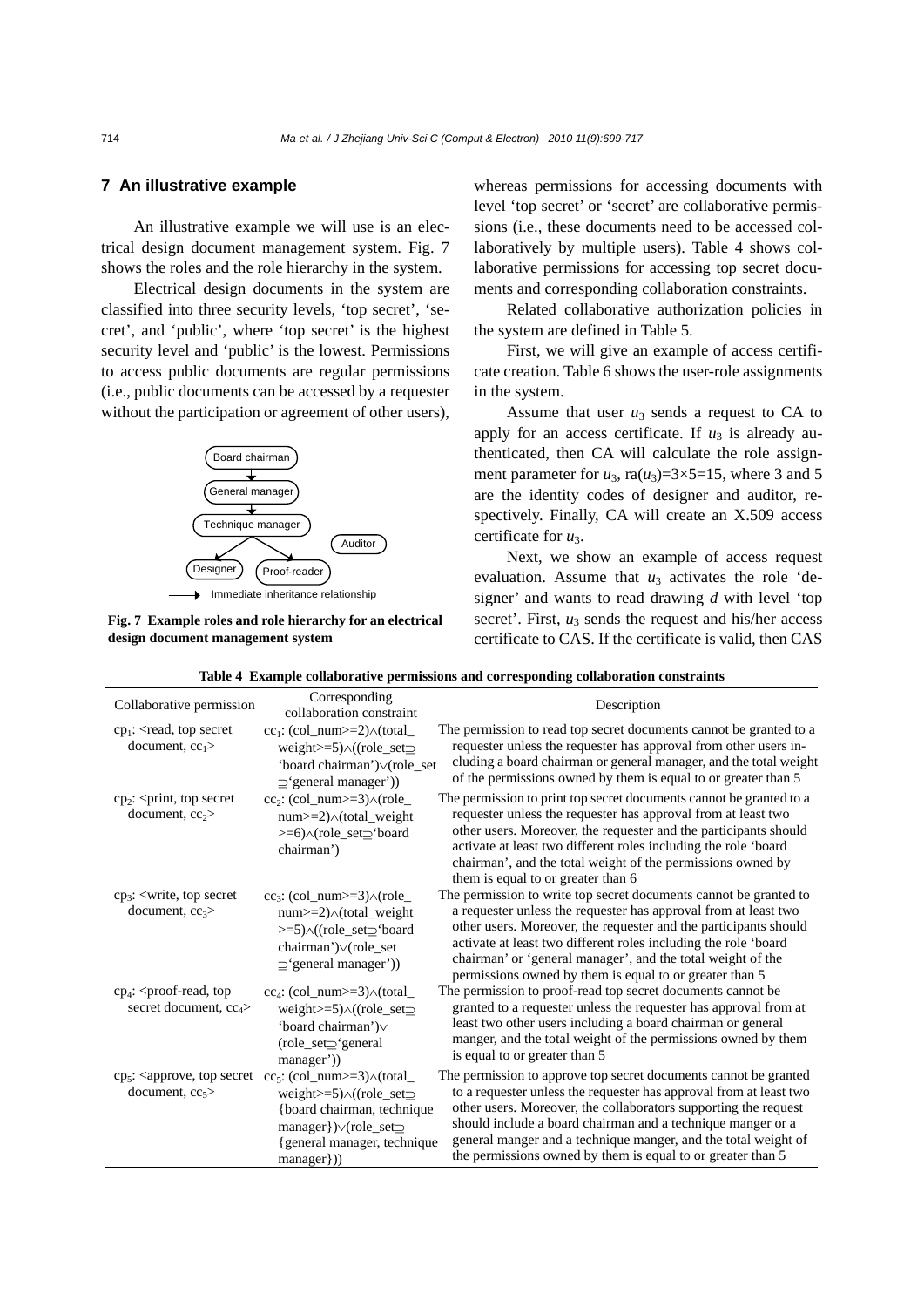## 7 An illustrative example

An illustrative example we will use is an electrical design document management system. Fig. 7 shows the roles and the role hierarchy in the system.

Electrical design documents in the system are classified into three security levels, 'top secret', 'secret', and 'public', where 'top secret' is the highest security level and 'public' is the lowest. Permissions to access public documents are regular permissions (i.e., public documents can be accessed by a requester without the participation or agreement of other users), whereas permissions for accessing documents with level 'top secret' or 'secret' are collaborative permissions (i.e., these documents need to be accessed collaboratively by multiple users). Table 4 shows collaborative permissions for accessing top secret documents and corresponding collaboration constraints.

Board chairman → General manager → Technique manager → Designer, Proof-reader; Auditor

→ Immediate inheritance relationship

**Fig. 7 Example roles and role hierarchy for an electrical design document management system**

Related collaborative authorization policies in the system are defined in Table 5.

First, we will give an example of access certificate creation. Table 6 shows the user-role assignments in the system.

Assume that user $u_3$ sends a request to CA to apply for an access certificate. If $u_3$ is already authenticated, then CA will calculate the role assignment parameter for $u_3$, $\text{ra}(u_3)=3\times5=15$, where 3 and 5 are the identity codes of designer and auditor, respectively. Finally, CA will create an X.509 access certificate for $u_3$.

Next, we show an example of access request evaluation. Assume that $u_3$ activates the role 'designer' and wants to read drawing *d* with level 'top secret'. First, $u_3$ sends the request and his/her access certificate to CAS. If the certificate is valid, then CAS

**Table 4 Example collaborative permissions and corresponding collaboration constraints**

| Collaborative permission | Corresponding collaboration constraint | Description |
|---|---|---|
| $\text{cp}_1$: <read, top secret document, $\text{cc}_1$> | $\text{cc}_1$: (col_num>=2)∧(total_weight>=5)∧((role_set⊒'board chairman')∨(role_set⊒'general manager')) | The permission to read top secret documents cannot be granted to a requester unless the requester has approval from other users including a board chairman or general manager, and the total weight of the permissions owned by them is equal to or greater than 5 |
| $\text{cp}_2$: <print, top secret document, $\text{cc}_2$> | $\text{cc}_2$: (col_num>=3)∧(role_num>=2)∧(total_weight>=6)∧(role_set⊒'board chairman') | The permission to print top secret documents cannot be granted to a requester unless the requester has approval from at least two other users. Moreover, the requester and the participants should activate at least two different roles including the role 'board chairman', and the total weight of the permissions owned by them is equal to or greater than 6 |
| $\text{cp}_3$: <write, top secret document, $\text{cc}_3$> | $\text{cc}_3$: (col_num>=3)∧(role_num>=2)∧(total_weight>=5)∧((role_set⊒'board chairman')∨(role_set⊒'general manager')) | The permission to write top secret documents cannot be granted to a requester unless the requester has approval from at least two other users. Moreover, the requester and the participants should activate at least two different roles including the role 'board chairman' or 'general manager', and the total weight of the permissions owned by them is equal to or greater than 5 |
| $\text{cp}_4$: <proof-read, top secret document, $\text{cc}_4$> | $\text{cc}_4$: (col_num>=3)∧(total_weight>=5)∧((role_set⊒'board chairman')∨(role_set⊒'general manager')) | The permission to proof-read top secret documents cannot be granted to a requester unless the requester has approval from at least two other users including a board chairman or general manger, and the total weight of the permissions owned by them is equal to or greater than 5 |
| $\text{cp}_5$: <approve, top secret document, $\text{cc}_5$> | $\text{cc}_5$: (col_num>=3)∧(total_weight>=5)∧((role_set⊒{board chairman, technique manager})∨(role_set⊒{general manager, technique manager})) | The permission to approve top secret documents cannot be granted to a requester unless the requester has approval from at least two other users. Moreover, the collaborators supporting the request should include a board chairman and a technique manger or a general manger and a technique manger, and the total weight of the permissions owned by them is equal to or greater than 5 |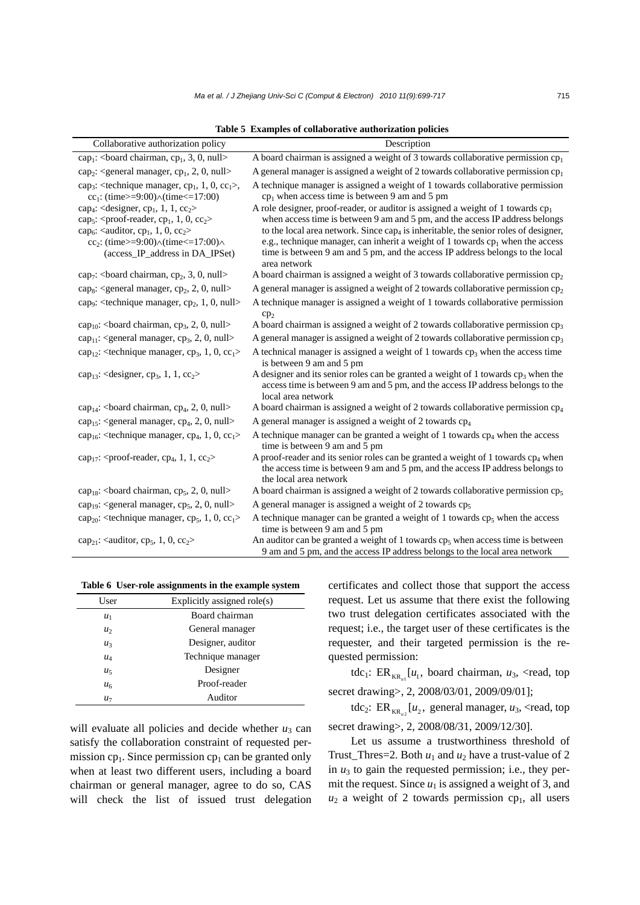**Table 5 Examples of collaborative authorization policies**

| Collaborative authorization policy | Description |
|---|---|
| $cap_1$: <board chairman, $cp_1$, 3, 0, null> | A board chairman is assigned a weight of 3 towards collaborative permission $cp_1$ |
| $cap_2$: <general manager, $cp_1$, 2, 0, null> | A general manager is assigned a weight of 2 towards collaborative permission $cp_1$ |
| $cap_3$: <technique manager, $cp_1$, 1, 0, $cc_1$>, $cc_1$: (time>=9:00)∧(time<=17:00) | A technique manager is assigned a weight of 1 towards collaborative permission $cp_1$ when access time is between 9 am and 5 pm |
| $cap_4$: <designer, $cp_1$, 1, 1, $cc_2$> $cap_5$: <proof-reader, $cp_1$, 1, 0, $cc_2$> $cap_6$: <auditor, $cp_1$, 1, 0, $cc_2$> $cc_2$: (time>=9:00)∧(time<=17:00)∧ (access_IP_address in DA_IPSet) | A role designer, proof-reader, or auditor is assigned a weight of 1 towards $cp_1$ when access time is between 9 am and 5 pm, and the access IP address belongs to the local area network. Since $cap_4$ is inheritable, the senior roles of designer, e.g., technique manager, can inherit a weight of 1 towards $cp_1$ when the access time is between 9 am and 5 pm, and the access IP address belongs to the local area network |
| $cap_7$: <board chairman, $cp_2$, 3, 0, null> | A board chairman is assigned a weight of 3 towards collaborative permission $cp_2$ |
| $cap_8$: <general manager, $cp_2$, 2, 0, null> | A general manager is assigned a weight of 2 towards collaborative permission $cp_2$ |
| $cap_9$: <technique manager, $cp_2$, 1, 0, null> | A technique manager is assigned a weight of 1 towards collaborative permission $cp_2$ |
| $cap_{10}$: <board chairman, $cp_3$, 2, 0, null> | A board chairman is assigned a weight of 2 towards collaborative permission $cp_3$ |
| $cap_{11}$: <general manager, $cp_3$, 2, 0, null> | A general manager is assigned a weight of 2 towards collaborative permission $cp_3$ |
| $cap_{12}$: <technique manager, $cp_3$, 1, 0, $cc_1$> | A technical manager is assigned a weight of 1 towards $cp_3$ when the access time is between 9 am and 5 pm |
| $cap_{13}$: <designer, $cp_3$, 1, 1, $cc_2$> | A designer and its senior roles can be granted a weight of 1 towards $cp_3$ when the access time is between 9 am and 5 pm, and the access IP address belongs to the local area network |
| $cap_{14}$: <board chairman, $cp_4$, 2, 0, null> | A board chairman is assigned a weight of 2 towards collaborative permission $cp_4$ |
| $cap_{15}$: <general manager, $cp_4$, 2, 0, null> | A general manager is assigned a weight of 2 towards $cp_4$ |
| $cap_{16}$: <technique manager, $cp_4$, 1, 0, $cc_1$> | A technique manager can be granted a weight of 1 towards $cp_4$ when the access time is between 9 am and 5 pm |
| $cap_{17}$: <proof-reader, $cp_4$, 1, 1, $cc_2$> | A proof-reader and its senior roles can be granted a weight of 1 towards $cp_4$ when the access time is between 9 am and 5 pm, and the access IP address belongs to the local area network |
| $cap_{18}$: <board chairman, $cp_5$, 2, 0, null> | A board chairman is assigned a weight of 2 towards collaborative permission $cp_5$ |
| $cap_{19}$: <general manager, $cp_5$, 2, 0, null> | A general manager is assigned a weight of 2 towards $cp_5$ |
| $cap_{20}$: <technique manager, $cp_5$, 1, 0, $cc_1$> | A technique manager can be granted a weight of 1 towards $cp_5$ when the access time is between 9 am and 5 pm |
| $cap_{21}$: <auditor, $cp_5$, 1, 0, $cc_2$> | An auditor can be granted a weight of 1 towards $cp_5$ when access time is between 9 am and 5 pm, and the access IP address belongs to the local area network |

**Table 6 User-role assignments in the example system**

| User | Explicitly assigned role(s) |
|---|---|
| $u_1$ | Board chairman |
| $u_2$ | General manager |
| $u_3$ | Designer, auditor |
| $u_4$ | Technique manager |
| $u_5$ | Designer |
| $u_6$ | Proof-reader |
| $u_7$ | Auditor |

will evaluate all policies and decide whether $u_3$ can satisfy the collaboration constraint of requested permission $cp_1$. Since permission $cp_1$ can be granted only when at least two different users, including a board chairman or general manager, agree to do so, CAS will check the list of issued trust delegation certificates and collect those that support the access request. Let us assume that there exist the following two trust delegation certificates associated with the request; i.e., the target user of these certificates is the requester, and their targeted permission is the requested permission:

$tdc_1$: $\mathrm{ER}_{\mathrm{KR}_{u_1}}[u_1$, board chairman, $u_3$, <read, top secret drawing>, 2, 2008/03/01, 2009/09/01];

$tdc_2$: $\mathrm{ER}_{\mathrm{KR}_{u_2}}[u_2$, general manager, $u_3$, <read, top secret drawing>, 2, 2008/08/31, 2009/12/30].

Let us assume a trustworthiness threshold of Trust_Thres=2. Both $u_1$ and $u_2$ have a trust-value of 2 in $u_3$ to gain the requested permission; i.e., they permit the request. Since $u_1$ is assigned a weight of 3, and $u_2$ a weight of 2 towards permission $cp_1$, all users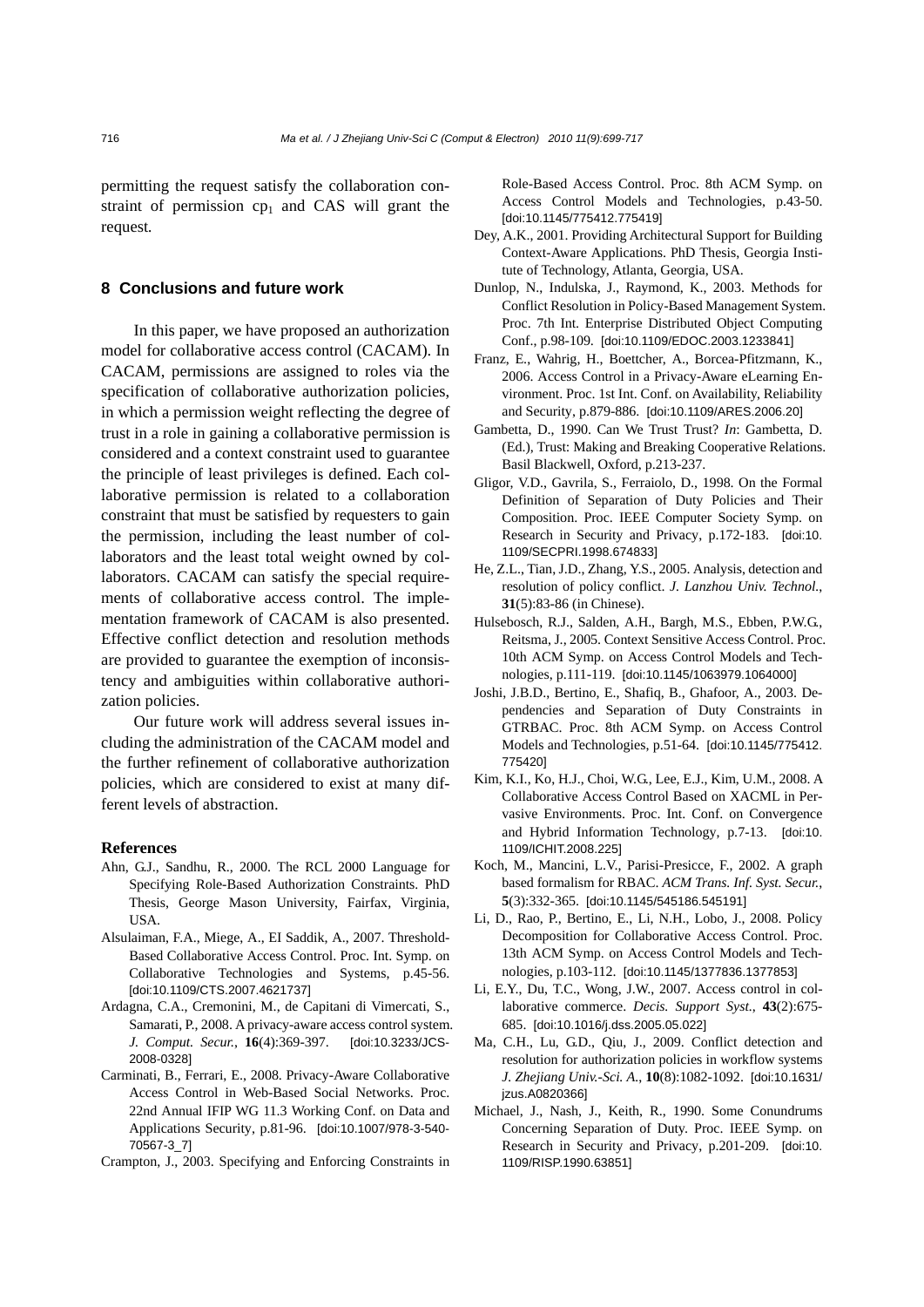permitting the request satisfy the collaboration constraint of permission $cp_1$ and CAS will grant the request.

## 8 Conclusions and future work

In this paper, we have proposed an authorization model for collaborative access control (CACAM). In CACAM, permissions are assigned to roles via the specification of collaborative authorization policies, in which a permission weight reflecting the degree of trust in a role in gaining a collaborative permission is considered and a context constraint used to guarantee the principle of least privileges is defined. Each collaborative permission is related to a collaboration constraint that must be satisfied by requesters to gain the permission, including the least number of collaborators and the least total weight owned by collaborators. CACAM can satisfy the special requirements of collaborative access control. The implementation framework of CACAM is also presented. Effective conflict detection and resolution methods are provided to guarantee the exemption of inconsistency and ambiguities within collaborative authorization policies.

Our future work will address several issues including the administration of the CACAM model and the further refinement of collaborative authorization policies, which are considered to exist at many different levels of abstraction.

## References

Ahn, G.J., Sandhu, R., 2000. The RCL 2000 Language for Specifying Role-Based Authorization Constraints. PhD Thesis, George Mason University, Fairfax, Virginia, USA.

Alsulaiman, F.A., Miege, A., EI Saddik, A., 2007. Threshold-Based Collaborative Access Control. Proc. Int. Symp. on Collaborative Technologies and Systems, p.45-56. [doi:10.1109/CTS.2007.4621737]

Ardagna, C.A., Cremonini, M., de Capitani di Vimercati, S., Samarati, P., 2008. A privacy-aware access control system. *J. Comput. Secur.*, **16**(4):369-397. [doi:10.3233/JCS-2008-0328]

Carminati, B., Ferrari, E., 2008. Privacy-Aware Collaborative Access Control in Web-Based Social Networks. Proc. 22nd Annual IFIP WG 11.3 Working Conf. on Data and Applications Security, p.81-96. [doi:10.1007/978-3-540-70567-3_7]

Crampton, J., 2003. Specifying and Enforcing Constraints in Role-Based Access Control. Proc. 8th ACM Symp. on Access Control Models and Technologies, p.43-50. [doi:10.1145/775412.775419]

Dey, A.K., 2001. Providing Architectural Support for Building Context-Aware Applications. PhD Thesis, Georgia Institute of Technology, Atlanta, Georgia, USA.

Dunlop, N., Indulska, J., Raymond, K., 2003. Methods for Conflict Resolution in Policy-Based Management System. Proc. 7th Int. Enterprise Distributed Object Computing Conf., p.98-109. [doi:10.1109/EDOC.2003.1233841]

Franz, E., Wahrig, H., Boettcher, A., Borcea-Pfitzmann, K., 2006. Access Control in a Privacy-Aware eLearning Environment. Proc. 1st Int. Conf. on Availability, Reliability and Security, p.879-886. [doi:10.1109/ARES.2006.20]

Gambetta, D., 1990. Can We Trust Trust? *In*: Gambetta, D. (Ed.), Trust: Making and Breaking Cooperative Relations. Basil Blackwell, Oxford, p.213-237.

Gligor, V.D., Gavrila, S., Ferraiolo, D., 1998. On the Formal Definition of Separation of Duty Policies and Their Composition. Proc. IEEE Computer Society Symp. on Research in Security and Privacy, p.172-183. [doi:10.1109/SECPRI.1998.674833]

He, Z.L., Tian, J.D., Zhang, Y.S., 2005. Analysis, detection and resolution of policy conflict. *J. Lanzhou Univ. Technol.*, **31**(5):83-86 (in Chinese).

Hulsebosch, R.J., Salden, A.H., Bargh, M.S., Ebben, P.W.G., Reitsma, J., 2005. Context Sensitive Access Control. Proc. 10th ACM Symp. on Access Control Models and Technologies, p.111-119. [doi:10.1145/1063979.1064000]

Joshi, J.B.D., Bertino, E., Shafiq, B., Ghafoor, A., 2003. Dependencies and Separation of Duty Constraints in GTRBAC. Proc. 8th ACM Symp. on Access Control Models and Technologies, p.51-64. [doi:10.1145/775412.775420]

Kim, K.I., Ko, H.J., Choi, W.G., Lee, E.J., Kim, U.M., 2008. A Collaborative Access Control Based on XACML in Pervasive Environments. Proc. Int. Conf. on Convergence and Hybrid Information Technology, p.7-13. [doi:10.1109/ICHIT.2008.225]

Koch, M., Mancini, L.V., Parisi-Presicce, F., 2002. A graph based formalism for RBAC. *ACM Trans. Inf. Syst. Secur.*, **5**(3):332-365. [doi:10.1145/545186.545191]

Li, D., Rao, P., Bertino, E., Li, N.H., Lobo, J., 2008. Policy Decomposition for Collaborative Access Control. Proc. 13th ACM Symp. on Access Control Models and Technologies, p.103-112. [doi:10.1145/1377836.1377853]

Li, E.Y., Du, T.C., Wong, J.W., 2007. Access control in collaborative commerce. *Decis. Support Syst.*, **43**(2):675-685. [doi:10.1016/j.dss.2005.05.022]

Ma, C.H., Lu, G.D., Qiu, J., 2009. Conflict detection and resolution for authorization policies in workflow systems *J. Zhejiang Univ.-Sci. A.*, **10**(8):1082-1092. [doi:10.1631/jzus.A0820366]

Michael, J., Nash, J., Keith, R., 1990. Some Conundrums Concerning Separation of Duty. Proc. IEEE Symp. on Research in Security and Privacy, p.201-209. [doi:10.1109/RISP.1990.63851]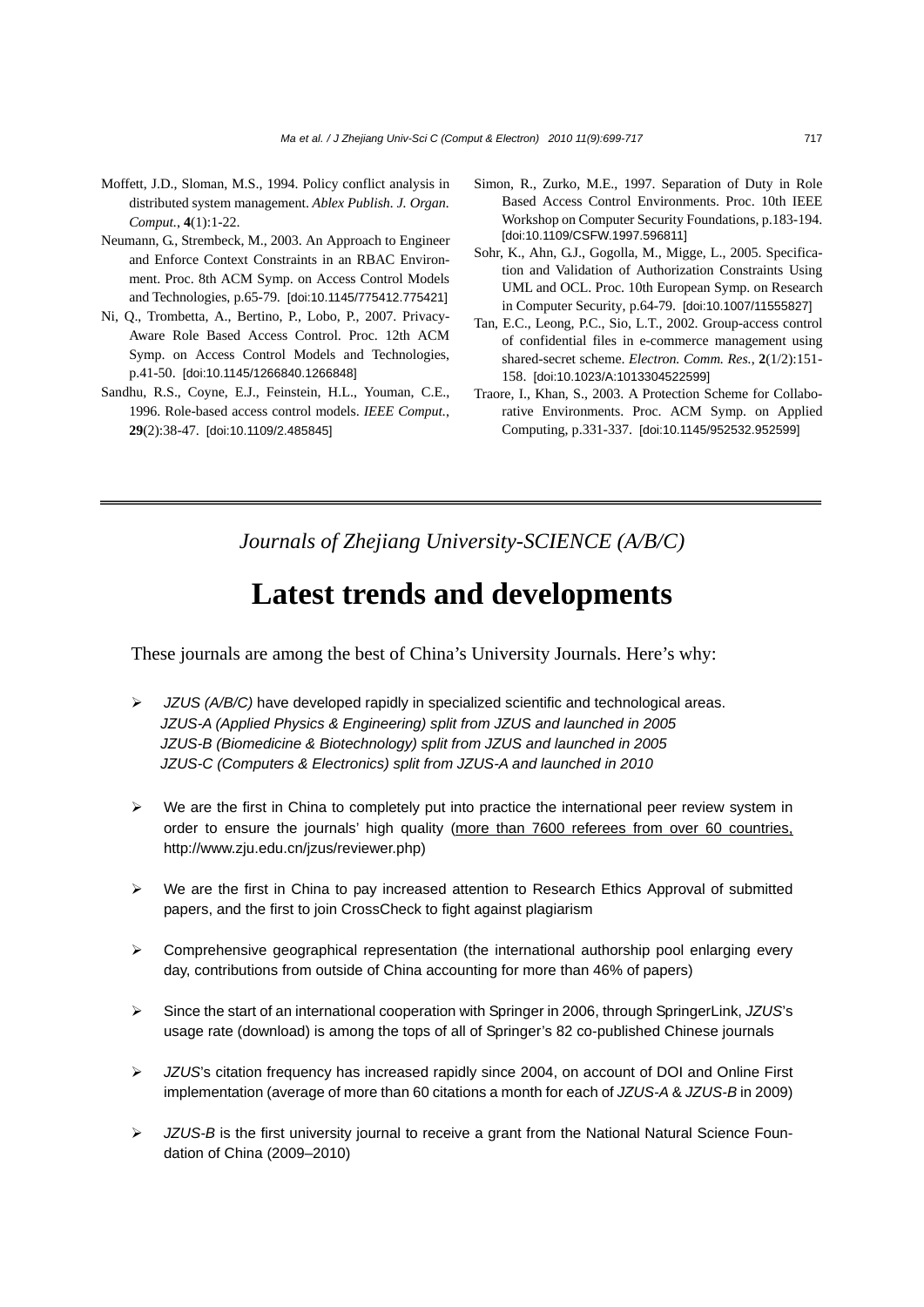Moffett, J.D., Sloman, M.S., 1994. Policy conflict analysis in distributed system management. *Ablex Publish. J. Organ. Comput.*, **4**(1):1-22.

Neumann, G., Strembeck, M., 2003. An Approach to Engineer and Enforce Context Constraints in an RBAC Environment. Proc. 8th ACM Symp. on Access Control Models and Technologies, p.65-79. [doi:10.1145/775412.775421]

Ni, Q., Trombetta, A., Bertino, P., Lobo, P., 2007. Privacy-Aware Role Based Access Control. Proc. 12th ACM Symp. on Access Control Models and Technologies, p.41-50. [doi:10.1145/1266840.1266848]

Sandhu, R.S., Coyne, E.J., Feinstein, H.L., Youman, C.E., 1996. Role-based access control models. *IEEE Comput.*, **29**(2):38-47. [doi:10.1109/2.485845]

Simon, R., Zurko, M.E., 1997. Separation of Duty in Role Based Access Control Environments. Proc. 10th IEEE Workshop on Computer Security Foundations, p.183-194. [doi:10.1109/CSFW.1997.596811]

Sohr, K., Ahn, G.J., Gogolla, M., Migge, L., 2005. Specification and Validation of Authorization Constraints Using UML and OCL. Proc. 10th European Symp. on Research in Computer Security, p.64-79. [doi:10.1007/11555827]

Tan, E.C., Leong, P.C., Sio, L.T., 2002. Group-access control of confidential files in e-commerce management using shared-secret scheme. *Electron. Comm. Res.*, **2**(1/2):151-158. [doi:10.1023/A:1013304522599]

Traore, I., Khan, S., 2003. A Protection Scheme for Collaborative Environments. Proc. ACM Symp. on Applied Computing, p.331-337. [doi:10.1145/952532.952599]

---

*Journals of Zhejiang University-SCIENCE (A/B/C)*

# Latest trends and developments

These journals are among the best of China's University Journals. Here's why:

- *JZUS (A/B/C)* have developed rapidly in specialized scientific and technological areas.
  *JZUS-A (Applied Physics & Engineering) split from JZUS and launched in 2005*
  *JZUS-B (Biomedicine & Biotechnology) split from JZUS and launched in 2005*
  *JZUS-C (Computers & Electronics) split from JZUS-A and launched in 2010*

- We are the first in China to completely put into practice the international peer review system in order to ensure the journals' high quality (more than 7600 referees from over 60 countries, http://www.zju.edu.cn/jzus/reviewer.php)

- We are the first in China to pay increased attention to Research Ethics Approval of submitted papers, and the first to join CrossCheck to fight against plagiarism

- Comprehensive geographical representation (the international authorship pool enlarging every day, contributions from outside of China accounting for more than 46% of papers)

- Since the start of an international cooperation with Springer in 2006, through SpringerLink, *JZUS*'s usage rate (download) is among the tops of all of Springer's 82 co-published Chinese journals

- *JZUS*'s citation frequency has increased rapidly since 2004, on account of DOI and Online First implementation (average of more than 60 citations a month for each of *JZUS-A* & *JZUS-B* in 2009)

- *JZUS-B* is the first university journal to receive a grant from the National Natural Science Foundation of China (2009–2010)